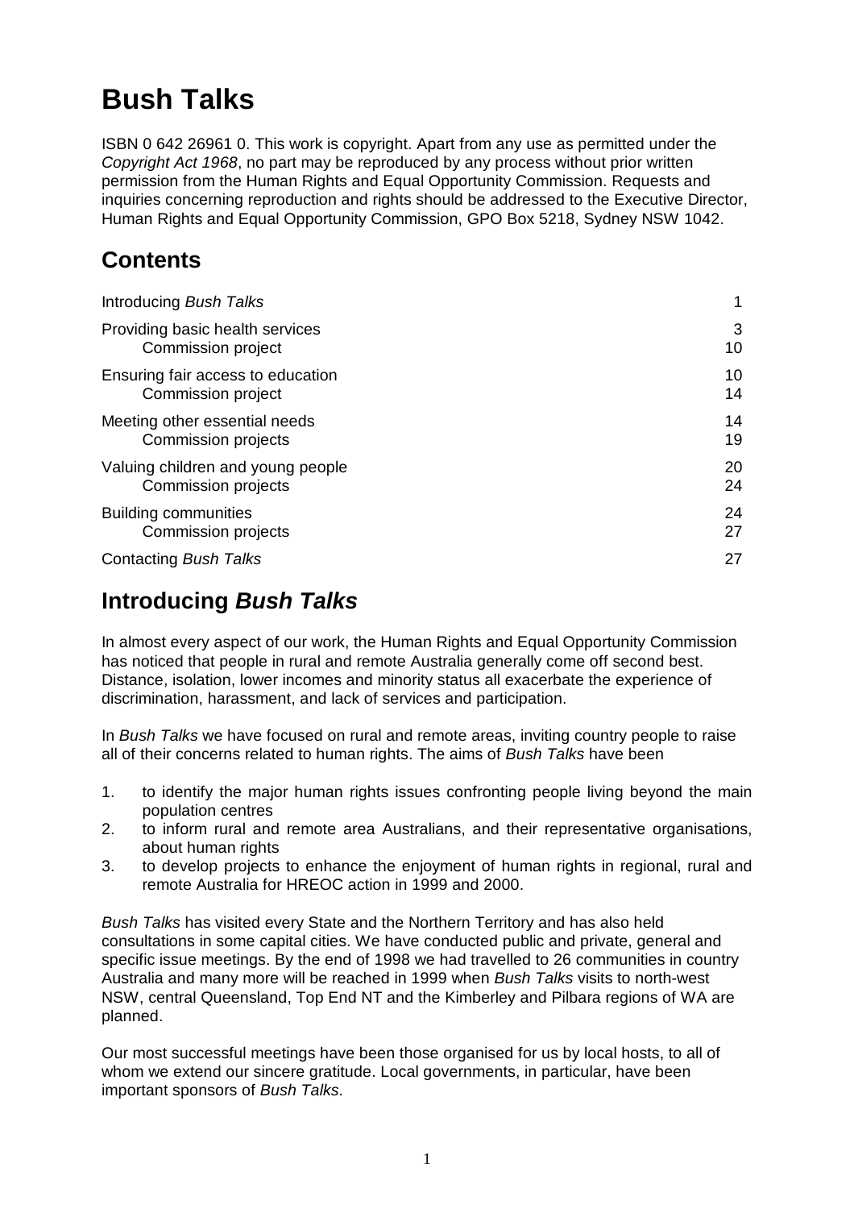# Bush Talks

ISBN 0 642 26961 0. This work is copyright. Apart from any use as permitted under the *Copyright Act 1968*, no part may be reproduced by any process without prior written permission from the Human Rights and Equal Opportunity Commission. Requests and inquiries concerning reproduction and rights should be addressed to the Executive Director, Human Rights and Equal Opportunity Commission, GPO Box 5218, Sydney NSW 1042.

## Contents

| | |
|---|---|
| Introducing *Bush Talks* | 1 |
| Providing basic health services | 3 |
| Commission project | 10 |
| Ensuring fair access to education | 10 |
| Commission project | 14 |
| Meeting other essential needs | 14 |
| Commission projects | 19 |
| Valuing children and young people | 20 |
| Commission projects | 24 |
| Building communities | 24 |
| Commission projects | 27 |
| Contacting *Bush Talks* | 27 |

## Introducing *Bush Talks*

In almost every aspect of our work, the Human Rights and Equal Opportunity Commission has noticed that people in rural and remote Australia generally come off second best. Distance, isolation, lower incomes and minority status all exacerbate the experience of discrimination, harassment, and lack of services and participation.

In *Bush Talks* we have focused on rural and remote areas, inviting country people to raise all of their concerns related to human rights. The aims of *Bush Talks* have been

1. to identify the major human rights issues confronting people living beyond the main population centres
2. to inform rural and remote area Australians, and their representative organisations, about human rights
3. to develop projects to enhance the enjoyment of human rights in regional, rural and remote Australia for HREOC action in 1999 and 2000.

*Bush Talks* has visited every State and the Northern Territory and has also held consultations in some capital cities. We have conducted public and private, general and specific issue meetings. By the end of 1998 we had travelled to 26 communities in country Australia and many more will be reached in 1999 when *Bush Talks* visits to north-west NSW, central Queensland, Top End NT and the Kimberley and Pilbara regions of WA are planned.

Our most successful meetings have been those organised for us by local hosts, to all of whom we extend our sincere gratitude. Local governments, in particular, have been important sponsors of *Bush Talks*.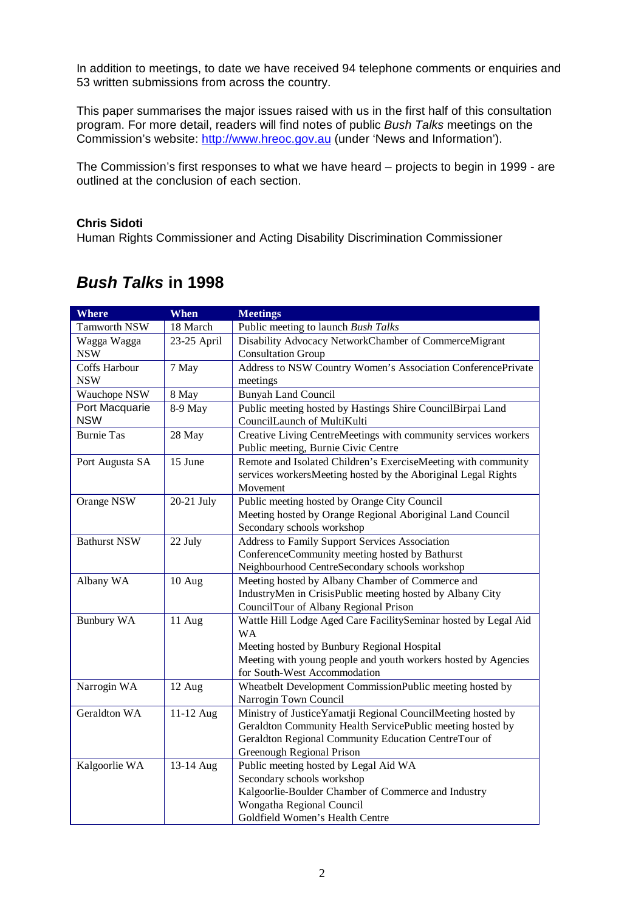In addition to meetings, to date we have received 94 telephone comments or enquiries and 53 written submissions from across the country.

This paper summarises the major issues raised with us in the first half of this consultation program. For more detail, readers will find notes of public *Bush Talks* meetings on the Commission's website: http://www.hreoc.gov.au (under 'News and Information').

The Commission's first responses to what we have heard – projects to begin in 1999 - are outlined at the conclusion of each section.

**Chris Sidoti**
Human Rights Commissioner and Acting Disability Discrimination Commissioner

## *Bush Talks* in 1998

| Where | When | Meetings |
|---|---|---|
| Tamworth NSW | 18 March | Public meeting to launch *Bush Talks* |
| Wagga Wagga NSW | 23-25 April | Disability Advocacy NetworkChamber of CommerceMigrant Consultation Group |
| Coffs Harbour NSW | 7 May | Address to NSW Country Women's Association ConferencePrivate meetings |
| Wauchope NSW | 8 May | Bunyah Land Council |
| Port Macquarie NSW | 8-9 May | Public meeting hosted by Hastings Shire CouncilBirpai Land CouncilLaunch of MultiKulti |
| Burnie Tas | 28 May | Creative Living CentreMeetings with community services workers Public meeting, Burnie Civic Centre |
| Port Augusta SA | 15 June | Remote and Isolated Children's ExerciseMeeting with community services workersMeeting hosted by the Aboriginal Legal Rights Movement |
| Orange NSW | 20-21 July | Public meeting hosted by Orange City Council<br>Meeting hosted by Orange Regional Aboriginal Land Council<br>Secondary schools workshop |
| Bathurst NSW | 22 July | Address to Family Support Services Association ConferenceCommunity meeting hosted by Bathurst Neighbourhood CentreSecondary schools workshop |
| Albany WA | 10 Aug | Meeting hosted by Albany Chamber of Commerce and IndustryMen in CrisisPublic meeting hosted by Albany City CouncilTour of Albany Regional Prison |
| Bunbury WA | 11 Aug | Wattle Hill Lodge Aged Care FacilitySeminar hosted by Legal Aid WA<br>Meeting hosted by Bunbury Regional Hospital<br>Meeting with young people and youth workers hosted by Agencies for South-West Accommodation |
| Narrogin WA | 12 Aug | Wheatbelt Development CommissionPublic meeting hosted by Narrogin Town Council |
| Geraldton WA | 11-12 Aug | Ministry of JusticeYamatji Regional CouncilMeeting hosted by Geraldton Community Health ServicePublic meeting hosted by Geraldton Regional Community Education CentreTour of Greenough Regional Prison |
| Kalgoorlie WA | 13-14 Aug | Public meeting hosted by Legal Aid WA<br>Secondary schools workshop<br>Kalgoorlie-Boulder Chamber of Commerce and Industry<br>Wongatha Regional Council<br>Goldfield Women's Health Centre |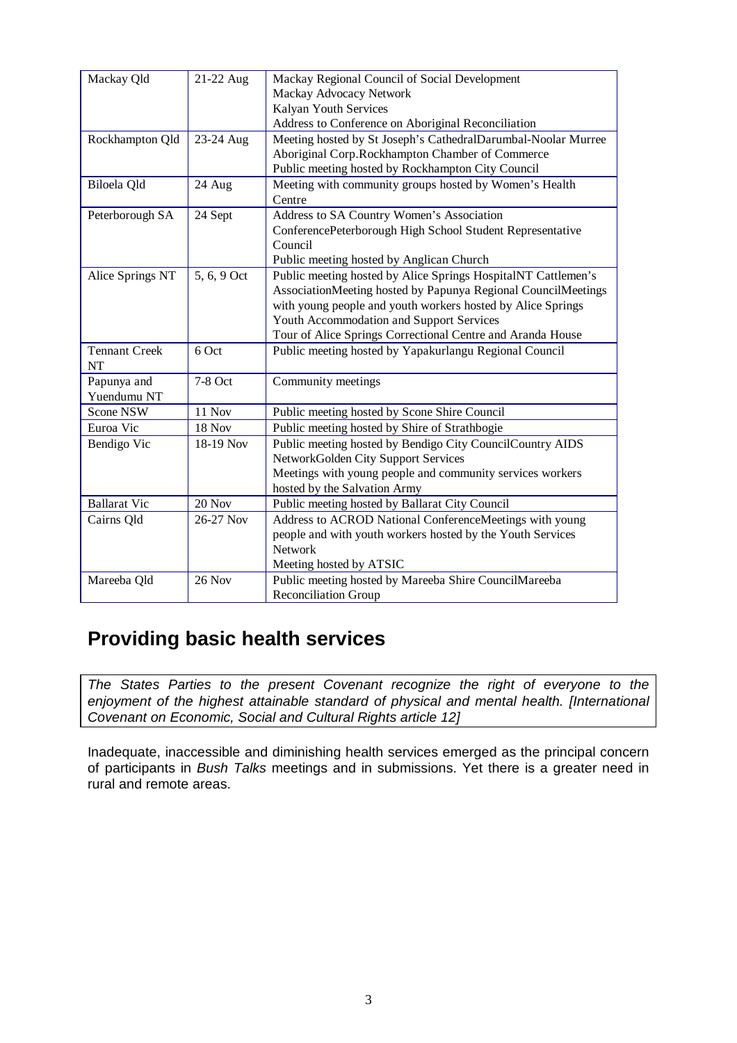| Mackay Qld | 21-22 Aug | Mackay Regional Council of Social Development<br>Mackay Advocacy Network<br>Kalyan Youth Services<br>Address to Conference on Aboriginal Reconciliation |
|---|---|---|
| Rockhampton Qld | 23-24 Aug | Meeting hosted by St Joseph's CathedralDarumbal-Noolar Murree Aboriginal Corp.Rockhampton Chamber of Commerce<br>Public meeting hosted by Rockhampton City Council |
| Biloela Qld | 24 Aug | Meeting with community groups hosted by Women's Health Centre |
| Peterborough SA | 24 Sept | Address to SA Country Women's Association ConferencePeterborough High School Student Representative Council<br>Public meeting hosted by Anglican Church |
| Alice Springs NT | 5, 6, 9 Oct | Public meeting hosted by Alice Springs HospitalNT Cattlemen's AssociationMeeting hosted by Papunya Regional CouncilMeetings with young people and youth workers hosted by Alice Springs Youth Accommodation and Support Services<br>Tour of Alice Springs Correctional Centre and Aranda House |
| Tennant Creek NT | 6 Oct | Public meeting hosted by Yapakurlangu Regional Council |
| Papunya and Yuendumu NT | 7-8 Oct | Community meetings |
| Scone NSW | 11 Nov | Public meeting hosted by Scone Shire Council |
| Euroa Vic | 18 Nov | Public meeting hosted by Shire of Strathbogie |
| Bendigo Vic | 18-19 Nov | Public meeting hosted by Bendigo City CouncilCountry AIDS NetworkGolden City Support Services<br>Meetings with young people and community services workers hosted by the Salvation Army |
| Ballarat Vic | 20 Nov | Public meeting hosted by Ballarat City Council |
| Cairns Qld | 26-27 Nov | Address to ACROD National ConferenceMeetings with young people and with youth workers hosted by the Youth Services Network<br>Meeting hosted by ATSIC |
| Mareeba Qld | 26 Nov | Public meeting hosted by Mareeba Shire CouncilMareeba Reconciliation Group |

## Providing basic health services

*The States Parties to the present Covenant recognize the right of everyone to the enjoyment of the highest attainable standard of physical and mental health. [International Covenant on Economic, Social and Cultural Rights article 12]*

Inadequate, inaccessible and diminishing health services emerged as the principal concern of participants in *Bush Talks* meetings and in submissions. Yet there is a greater need in rural and remote areas.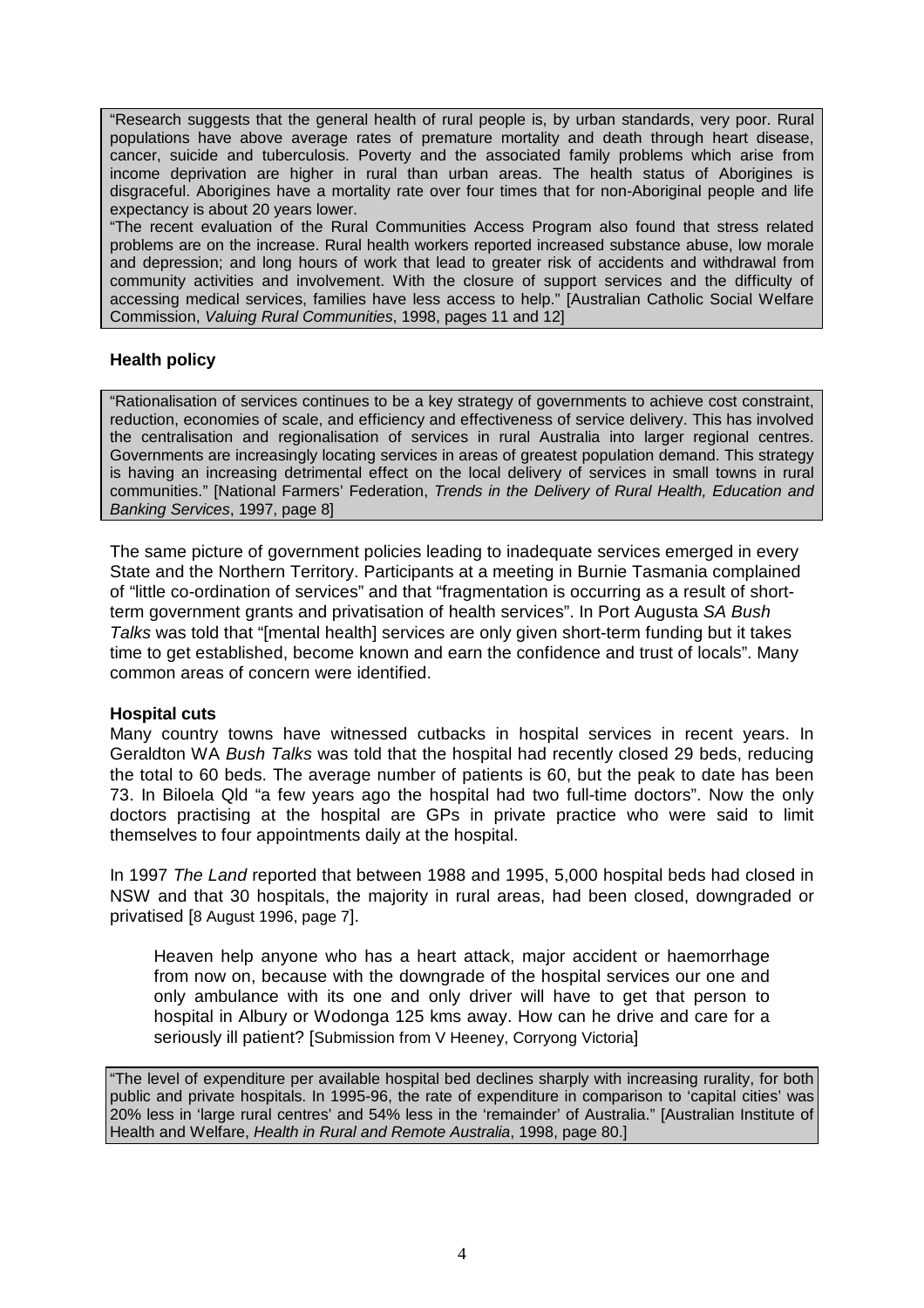"Research suggests that the general health of rural people is, by urban standards, very poor. Rural populations have above average rates of premature mortality and death through heart disease, cancer, suicide and tuberculosis. Poverty and the associated family problems which arise from income deprivation are higher in rural than urban areas. The health status of Aborigines is disgraceful. Aborigines have a mortality rate over four times that for non-Aboriginal people and life expectancy is about 20 years lower.

"The recent evaluation of the Rural Communities Access Program also found that stress related problems are on the increase. Rural health workers reported increased substance abuse, low morale and depression; and long hours of work that lead to greater risk of accidents and withdrawal from community activities and involvement. With the closure of support services and the difficulty of accessing medical services, families have less access to help." [Australian Catholic Social Welfare Commission, *Valuing Rural Communities*, 1998, pages 11 and 12]

### Health policy

"Rationalisation of services continues to be a key strategy of governments to achieve cost constraint, reduction, economies of scale, and efficiency and effectiveness of service delivery. This has involved the centralisation and regionalisation of services in rural Australia into larger regional centres. Governments are increasingly locating services in areas of greatest population demand. This strategy is having an increasing detrimental effect on the local delivery of services in small towns in rural communities." [National Farmers' Federation, *Trends in the Delivery of Rural Health, Education and Banking Services*, 1997, page 8]

The same picture of government policies leading to inadequate services emerged in every State and the Northern Territory. Participants at a meeting in Burnie Tasmania complained of "little co-ordination of services" and that "fragmentation is occurring as a result of short-term government grants and privatisation of health services". In Port Augusta *SA Bush Talks* was told that "[mental health] services are only given short-term funding but it takes time to get established, become known and earn the confidence and trust of locals". Many common areas of concern were identified.

### Hospital cuts

Many country towns have witnessed cutbacks in hospital services in recent years. In Geraldton WA *Bush Talks* was told that the hospital had recently closed 29 beds, reducing the total to 60 beds. The average number of patients is 60, but the peak to date has been 73. In Biloela Qld "a few years ago the hospital had two full-time doctors". Now the only doctors practising at the hospital are GPs in private practice who were said to limit themselves to four appointments daily at the hospital.

In 1997 *The Land* reported that between 1988 and 1995, 5,000 hospital beds had closed in NSW and that 30 hospitals, the majority in rural areas, had been closed, downgraded or privatised [8 August 1996, page 7].

> Heaven help anyone who has a heart attack, major accident or haemorrhage from now on, because with the downgrade of the hospital services our one and only ambulance with its one and only driver will have to get that person to hospital in Albury or Wodonga 125 kms away. How can he drive and care for a seriously ill patient? [Submission from V Heeney, Corryong Victoria]

"The level of expenditure per available hospital bed declines sharply with increasing rurality, for both public and private hospitals. In 1995-96, the rate of expenditure in comparison to 'capital cities' was 20% less in 'large rural centres' and 54% less in the 'remainder' of Australia." [Australian Institute of Health and Welfare, *Health in Rural and Remote Australia*, 1998, page 80.]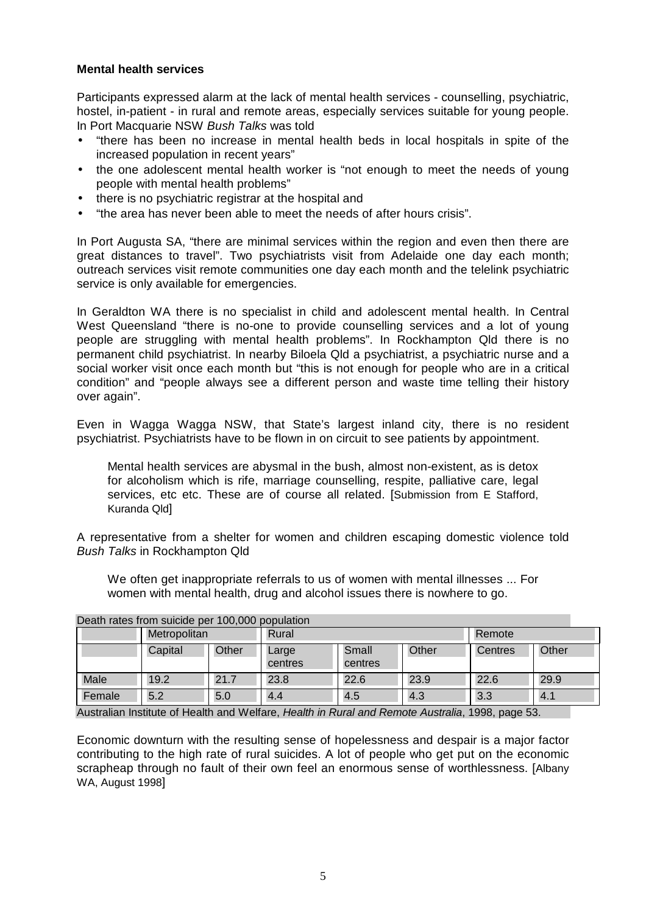**Mental health services**

Participants expressed alarm at the lack of mental health services - counselling, psychiatric, hostel, in-patient - in rural and remote areas, especially services suitable for young people. In Port Macquarie NSW *Bush Talks* was told

- "there has been no increase in mental health beds in local hospitals in spite of the increased population in recent years"
- the one adolescent mental health worker is "not enough to meet the needs of young people with mental health problems"
- there is no psychiatric registrar at the hospital and
- "the area has never been able to meet the needs of after hours crisis".

In Port Augusta SA, "there are minimal services within the region and even then there are great distances to travel". Two psychiatrists visit from Adelaide one day each month; outreach services visit remote communities one day each month and the telelink psychiatric service is only available for emergencies.

In Geraldton WA there is no specialist in child and adolescent mental health. In Central West Queensland "there is no-one to provide counselling services and a lot of young people are struggling with mental health problems". In Rockhampton Qld there is no permanent child psychiatrist. In nearby Biloela Qld a psychiatrist, a psychiatric nurse and a social worker visit once each month but "this is not enough for people who are in a critical condition" and "people always see a different person and waste time telling their history over again".

Even in Wagga Wagga NSW, that State's largest inland city, there is no resident psychiatrist. Psychiatrists have to be flown in on circuit to see patients by appointment.

> Mental health services are abysmal in the bush, almost non-existent, as is detox for alcoholism which is rife, marriage counselling, respite, palliative care, legal services, etc etc. These are of course all related. [Submission from E Stafford, Kuranda Qld]

A representative from a shelter for women and children escaping domestic violence told *Bush Talks* in Rockhampton Qld

> We often get inappropriate referrals to us of women with mental illnesses ... For women with mental health, drug and alcohol issues there is nowhere to go.

Death rates from suicide per 100,000 population

| | Metropolitan | | Rural | | | Remote | |
|---|---|---|---|---|---|---|---|
| | Capital | Other | Large centres | Small centres | Other | Centres | Other |
| Male | 19.2 | 21.7 | 23.8 | 22.6 | 23.9 | 22.6 | 29.9 |
| Female | 5.2 | 5.0 | 4.4 | 4.5 | 4.3 | 3.3 | 4.1 |

Australian Institute of Health and Welfare, *Health in Rural and Remote Australia*, 1998, page 53.

Economic downturn with the resulting sense of hopelessness and despair is a major factor contributing to the high rate of rural suicides. A lot of people who get put on the economic scrapheap through no fault of their own feel an enormous sense of worthlessness. [Albany WA, August 1998]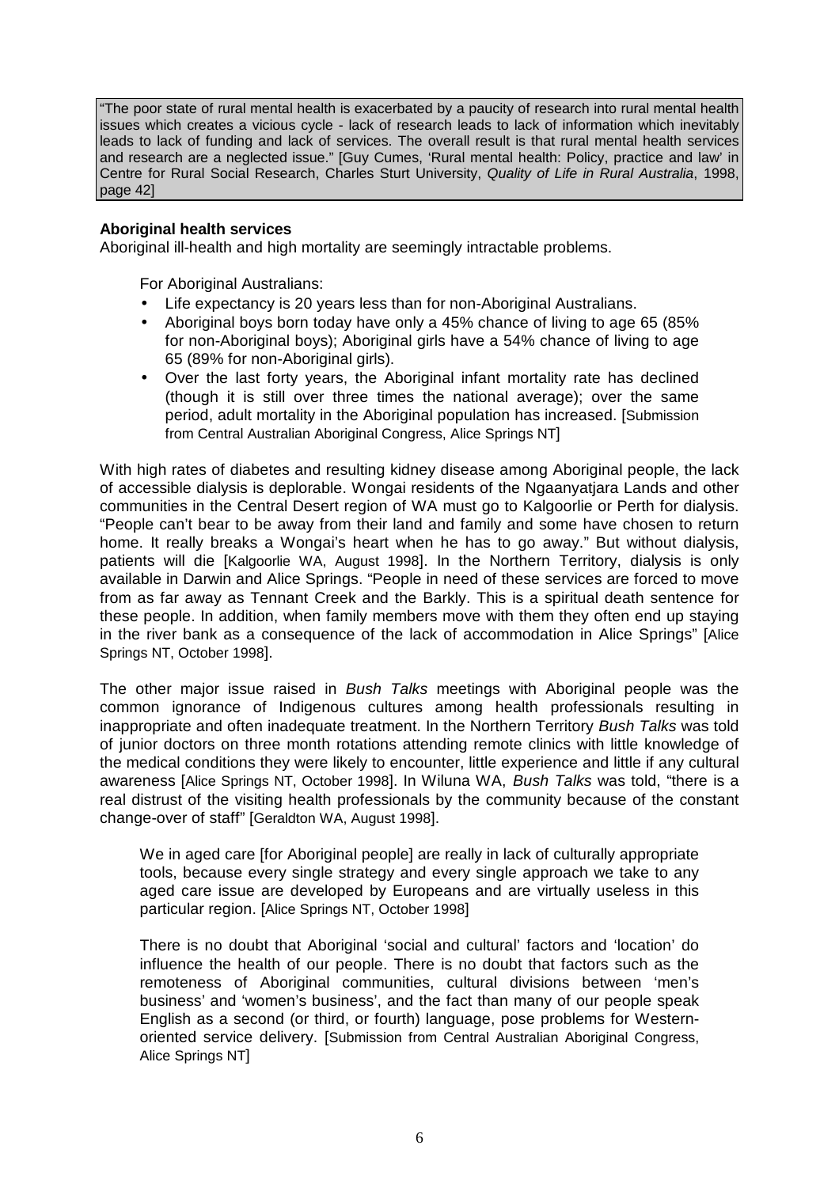> "The poor state of rural mental health is exacerbated by a paucity of research into rural mental health issues which creates a vicious cycle - lack of research leads to lack of information which inevitably leads to lack of funding and lack of services. The overall result is that rural mental health services and research are a neglected issue." [Guy Cumes, 'Rural mental health: Policy, practice and law' in Centre for Rural Social Research, Charles Sturt University, *Quality of Life in Rural Australia*, 1998, page 42]

**Aboriginal health services**

Aboriginal ill-health and high mortality are seemingly intractable problems.

> For Aboriginal Australians:
>
> - Life expectancy is 20 years less than for non-Aboriginal Australians.
> - Aboriginal boys born today have only a 45% chance of living to age 65 (85% for non-Aboriginal boys); Aboriginal girls have a 54% chance of living to age 65 (89% for non-Aboriginal girls).
> - Over the last forty years, the Aboriginal infant mortality rate has declined (though it is still over three times the national average); over the same period, adult mortality in the Aboriginal population has increased. [Submission from Central Australian Aboriginal Congress, Alice Springs NT]

With high rates of diabetes and resulting kidney disease among Aboriginal people, the lack of accessible dialysis is deplorable. Wongai residents of the Ngaanyatjara Lands and other communities in the Central Desert region of WA must go to Kalgoorlie or Perth for dialysis. "People can't bear to be away from their land and family and some have chosen to return home. It really breaks a Wongai's heart when he has to go away." But without dialysis, patients will die [Kalgoorlie WA, August 1998]. In the Northern Territory, dialysis is only available in Darwin and Alice Springs. "People in need of these services are forced to move from as far away as Tennant Creek and the Barkly. This is a spiritual death sentence for these people. In addition, when family members move with them they often end up staying in the river bank as a consequence of the lack of accommodation in Alice Springs" [Alice Springs NT, October 1998].

The other major issue raised in *Bush Talks* meetings with Aboriginal people was the common ignorance of Indigenous cultures among health professionals resulting in inappropriate and often inadequate treatment. In the Northern Territory *Bush Talks* was told of junior doctors on three month rotations attending remote clinics with little knowledge of the medical conditions they were likely to encounter, little experience and little if any cultural awareness [Alice Springs NT, October 1998]. In Wiluna WA, *Bush Talks* was told, "there is a real distrust of the visiting health professionals by the community because of the constant change-over of staff" [Geraldton WA, August 1998].

> We in aged care [for Aboriginal people] are really in lack of culturally appropriate tools, because every single strategy and every single approach we take to any aged care issue are developed by Europeans and are virtually useless in this particular region. [Alice Springs NT, October 1998]

> There is no doubt that Aboriginal 'social and cultural' factors and 'location' do influence the health of our people. There is no doubt that factors such as the remoteness of Aboriginal communities, cultural divisions between 'men's business' and 'women's business', and the fact than many of our people speak English as a second (or third, or fourth) language, pose problems for Western-oriented service delivery. [Submission from Central Australian Aboriginal Congress, Alice Springs NT]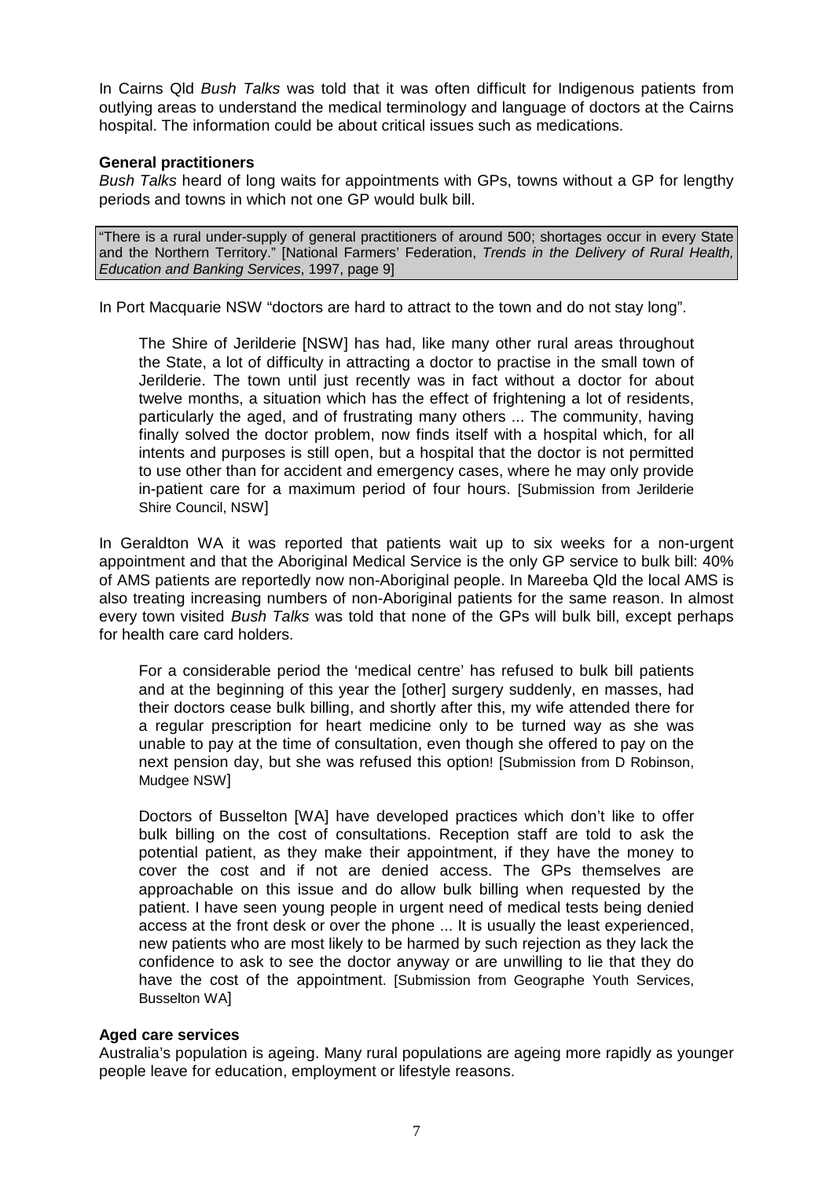In Cairns Qld *Bush Talks* was told that it was often difficult for Indigenous patients from outlying areas to understand the medical terminology and language of doctors at the Cairns hospital. The information could be about critical issues such as medications.

**General practitioners**

*Bush Talks* heard of long waits for appointments with GPs, towns without a GP for lengthy periods and towns in which not one GP would bulk bill.

> "There is a rural under-supply of general practitioners of around 500; shortages occur in every State and the Northern Territory." [National Farmers' Federation, *Trends in the Delivery of Rural Health, Education and Banking Services*, 1997, page 9]

In Port Macquarie NSW "doctors are hard to attract to the town and do not stay long".

> The Shire of Jerilderie [NSW] has had, like many other rural areas throughout the State, a lot of difficulty in attracting a doctor to practise in the small town of Jerilderie. The town until just recently was in fact without a doctor for about twelve months, a situation which has the effect of frightening a lot of residents, particularly the aged, and of frustrating many others ... The community, having finally solved the doctor problem, now finds itself with a hospital which, for all intents and purposes is still open, but a hospital that the doctor is not permitted to use other than for accident and emergency cases, where he may only provide in-patient care for a maximum period of four hours. [Submission from Jerilderie Shire Council, NSW]

In Geraldton WA it was reported that patients wait up to six weeks for a non-urgent appointment and that the Aboriginal Medical Service is the only GP service to bulk bill: 40% of AMS patients are reportedly now non-Aboriginal people. In Mareeba Qld the local AMS is also treating increasing numbers of non-Aboriginal patients for the same reason. In almost every town visited *Bush Talks* was told that none of the GPs will bulk bill, except perhaps for health care card holders.

> For a considerable period the 'medical centre' has refused to bulk bill patients and at the beginning of this year the [other] surgery suddenly, en masses, had their doctors cease bulk billing, and shortly after this, my wife attended there for a regular prescription for heart medicine only to be turned way as she was unable to pay at the time of consultation, even though she offered to pay on the next pension day, but she was refused this option! [Submission from D Robinson, Mudgee NSW]

> Doctors of Busselton [WA] have developed practices which don't like to offer bulk billing on the cost of consultations. Reception staff are told to ask the potential patient, as they make their appointment, if they have the money to cover the cost and if not are denied access. The GPs themselves are approachable on this issue and do allow bulk billing when requested by the patient. I have seen young people in urgent need of medical tests being denied access at the front desk or over the phone ... It is usually the least experienced, new patients who are most likely to be harmed by such rejection as they lack the confidence to ask to see the doctor anyway or are unwilling to lie that they do have the cost of the appointment. [Submission from Geographe Youth Services, Busselton WA]

**Aged care services**

Australia's population is ageing. Many rural populations are ageing more rapidly as younger people leave for education, employment or lifestyle reasons.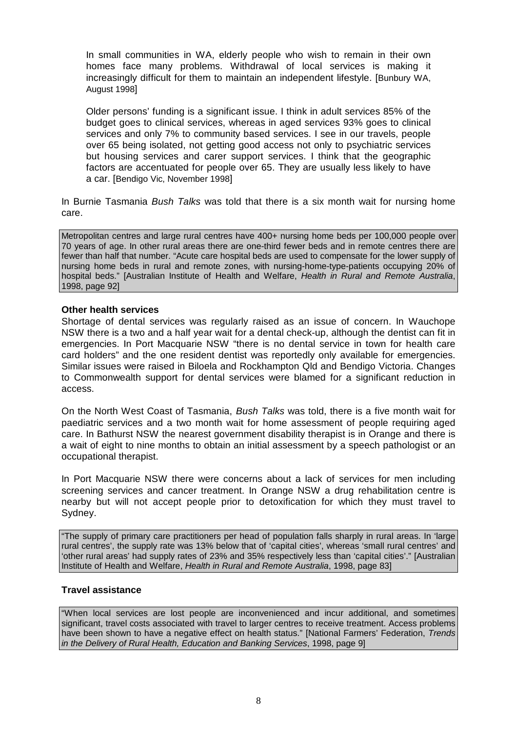> In small communities in WA, elderly people who wish to remain in their own homes face many problems. Withdrawal of local services is making it increasingly difficult for them to maintain an independent lifestyle. [Bunbury WA, August 1998]

> Older persons' funding is a significant issue. I think in adult services 85% of the budget goes to clinical services, whereas in aged services 93% goes to clinical services and only 7% to community based services. I see in our travels, people over 65 being isolated, not getting good access not only to psychiatric services but housing services and carer support services. I think that the geographic factors are accentuated for people over 65. They are usually less likely to have a car. [Bendigo Vic, November 1998]

In Burnie Tasmania *Bush Talks* was told that there is a six month wait for nursing home care.

> Metropolitan centres and large rural centres have 400+ nursing home beds per 100,000 people over 70 years of age. In other rural areas there are one-third fewer beds and in remote centres there are fewer than half that number. "Acute care hospital beds are used to compensate for the lower supply of nursing home beds in rural and remote zones, with nursing-home-type-patients occupying 20% of hospital beds." [Australian Institute of Health and Welfare, *Health in Rural and Remote Australia*, 1998, page 92]

### Other health services

Shortage of dental services was regularly raised as an issue of concern. In Wauchope NSW there is a two and a half year wait for a dental check-up, although the dentist can fit in emergencies. In Port Macquarie NSW "there is no dental service in town for health care card holders" and the one resident dentist was reportedly only available for emergencies. Similar issues were raised in Biloela and Rockhampton Qld and Bendigo Victoria. Changes to Commonwealth support for dental services were blamed for a significant reduction in access.

On the North West Coast of Tasmania, *Bush Talks* was told, there is a five month wait for paediatric services and a two month wait for home assessment of people requiring aged care. In Bathurst NSW the nearest government disability therapist is in Orange and there is a wait of eight to nine months to obtain an initial assessment by a speech pathologist or an occupational therapist.

In Port Macquarie NSW there were concerns about a lack of services for men including screening services and cancer treatment. In Orange NSW a drug rehabilitation centre is nearby but will not accept people prior to detoxification for which they must travel to Sydney.

> "The supply of primary care practitioners per head of population falls sharply in rural areas. In 'large rural centres', the supply rate was 13% below that of 'capital cities', whereas 'small rural centres' and 'other rural areas' had supply rates of 23% and 35% respectively less than 'capital cities'." [Australian Institute of Health and Welfare, *Health in Rural and Remote Australia*, 1998, page 83]

### Travel assistance

> "When local services are lost people are inconvenienced and incur additional, and sometimes significant, travel costs associated with travel to larger centres to receive treatment. Access problems have been shown to have a negative effect on health status." [National Farmers' Federation, *Trends in the Delivery of Rural Health, Education and Banking Services*, 1998, page 9]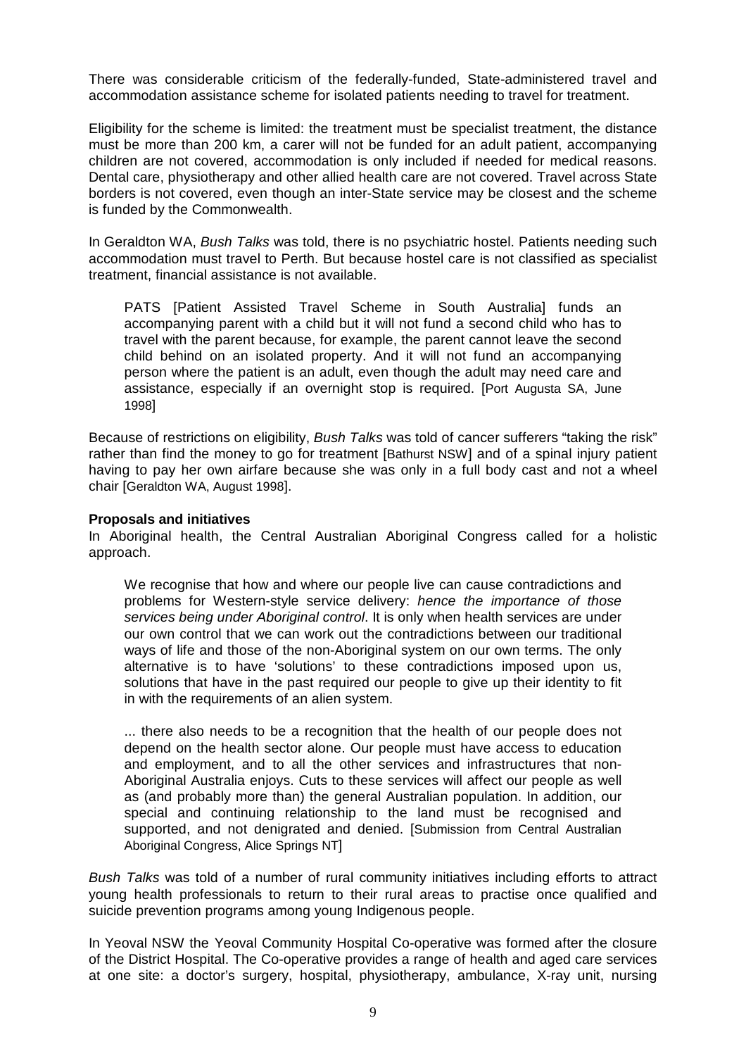There was considerable criticism of the federally-funded, State-administered travel and accommodation assistance scheme for isolated patients needing to travel for treatment.

Eligibility for the scheme is limited: the treatment must be specialist treatment, the distance must be more than 200 km, a carer will not be funded for an adult patient, accompanying children are not covered, accommodation is only included if needed for medical reasons. Dental care, physiotherapy and other allied health care are not covered. Travel across State borders is not covered, even though an inter-State service may be closest and the scheme is funded by the Commonwealth.

In Geraldton WA, *Bush Talks* was told, there is no psychiatric hostel. Patients needing such accommodation must travel to Perth. But because hostel care is not classified as specialist treatment, financial assistance is not available.

> PATS [Patient Assisted Travel Scheme in South Australia] funds an accompanying parent with a child but it will not fund a second child who has to travel with the parent because, for example, the parent cannot leave the second child behind on an isolated property. And it will not fund an accompanying person where the patient is an adult, even though the adult may need care and assistance, especially if an overnight stop is required. [Port Augusta SA, June 1998]

Because of restrictions on eligibility, *Bush Talks* was told of cancer sufferers "taking the risk" rather than find the money to go for treatment [Bathurst NSW] and of a spinal injury patient having to pay her own airfare because she was only in a full body cast and not a wheel chair [Geraldton WA, August 1998].

**Proposals and initiatives**

In Aboriginal health, the Central Australian Aboriginal Congress called for a holistic approach.

> We recognise that how and where our people live can cause contradictions and problems for Western-style service delivery: *hence the importance of those services being under Aboriginal control*. It is only when health services are under our own control that we can work out the contradictions between our traditional ways of life and those of the non-Aboriginal system on our own terms. The only alternative is to have 'solutions' to these contradictions imposed upon us, solutions that have in the past required our people to give up their identity to fit in with the requirements of an alien system.
>
> ... there also needs to be a recognition that the health of our people does not depend on the health sector alone. Our people must have access to education and employment, and to all the other services and infrastructures that non-Aboriginal Australia enjoys. Cuts to these services will affect our people as well as (and probably more than) the general Australian population. In addition, our special and continuing relationship to the land must be recognised and supported, and not denigrated and denied. [Submission from Central Australian Aboriginal Congress, Alice Springs NT]

*Bush Talks* was told of a number of rural community initiatives including efforts to attract young health professionals to return to their rural areas to practise once qualified and suicide prevention programs among young Indigenous people.

In Yeoval NSW the Yeoval Community Hospital Co-operative was formed after the closure of the District Hospital. The Co-operative provides a range of health and aged care services at one site: a doctor's surgery, hospital, physiotherapy, ambulance, X-ray unit, nursing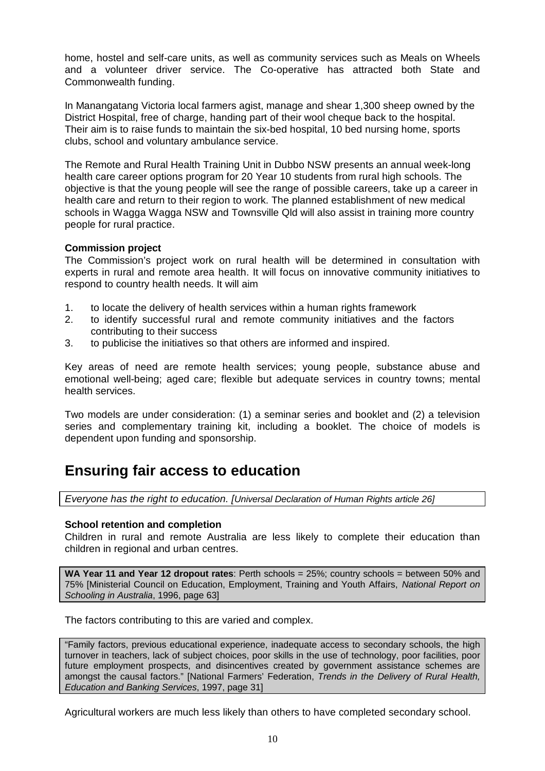home, hostel and self-care units, as well as community services such as Meals on Wheels and a volunteer driver service. The Co-operative has attracted both State and Commonwealth funding.

In Manangatang Victoria local farmers agist, manage and shear 1,300 sheep owned by the District Hospital, free of charge, handing part of their wool cheque back to the hospital. Their aim is to raise funds to maintain the six-bed hospital, 10 bed nursing home, sports clubs, school and voluntary ambulance service.

The Remote and Rural Health Training Unit in Dubbo NSW presents an annual week-long health care career options program for 20 Year 10 students from rural high schools. The objective is that the young people will see the range of possible careers, take up a career in health care and return to their region to work. The planned establishment of new medical schools in Wagga Wagga NSW and Townsville Qld will also assist in training more country people for rural practice.

**Commission project**

The Commission's project work on rural health will be determined in consultation with experts in rural and remote area health. It will focus on innovative community initiatives to respond to country health needs. It will aim

1. to locate the delivery of health services within a human rights framework
2. to identify successful rural and remote community initiatives and the factors contributing to their success
3. to publicise the initiatives so that others are informed and inspired.

Key areas of need are remote health services; young people, substance abuse and emotional well-being; aged care; flexible but adequate services in country towns; mental health services.

Two models are under consideration: (1) a seminar series and booklet and (2) a television series and complementary training kit, including a booklet. The choice of models is dependent upon funding and sponsorship.

## Ensuring fair access to education

*Everyone has the right to education. [Universal Declaration of Human Rights article 26]*

**School retention and completion**

Children in rural and remote Australia are less likely to complete their education than children in regional and urban centres.

**WA Year 11 and Year 12 dropout rates**: Perth schools = 25%; country schools = between 50% and 75% [Ministerial Council on Education, Employment, Training and Youth Affairs, *National Report on Schooling in Australia*, 1996, page 63]

The factors contributing to this are varied and complex.

"Family factors, previous educational experience, inadequate access to secondary schools, the high turnover in teachers, lack of subject choices, poor skills in the use of technology, poor facilities, poor future employment prospects, and disincentives created by government assistance schemes are amongst the causal factors." [National Farmers' Federation, *Trends in the Delivery of Rural Health, Education and Banking Services*, 1997, page 31]

Agricultural workers are much less likely than others to have completed secondary school.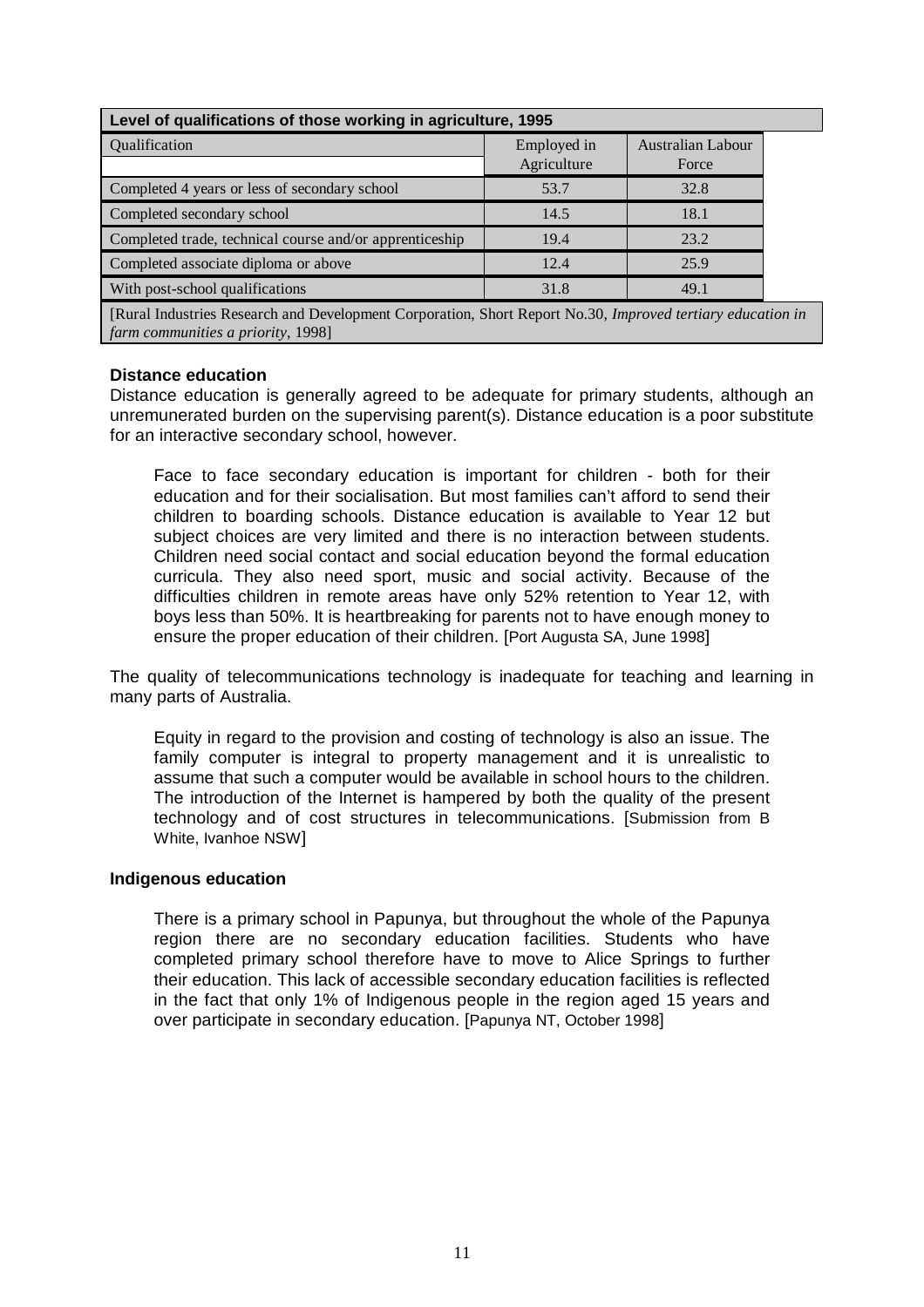**Level of qualifications of those working in agriculture, 1995**

| Qualification | Employed in Agriculture | Australian Labour Force |
|---|---|---|
| Completed 4 years or less of secondary school | 53.7 | 32.8 |
| Completed secondary school | 14.5 | 18.1 |
| Completed trade, technical course and/or apprenticeship | 19.4 | 23.2 |
| Completed associate diploma or above | 12.4 | 25.9 |
| With post-school qualifications | 31.8 | 49.1 |

[Rural Industries Research and Development Corporation, Short Report No.30, *Improved tertiary education in farm communities a priority*, 1998]

#### Distance education

Distance education is generally agreed to be adequate for primary students, although an unremunerated burden on the supervising parent(s). Distance education is a poor substitute for an interactive secondary school, however.

> Face to face secondary education is important for children - both for their education and for their socialisation. But most families can't afford to send their children to boarding schools. Distance education is available to Year 12 but subject choices are very limited and there is no interaction between students. Children need social contact and social education beyond the formal education curricula. They also need sport, music and social activity. Because of the difficulties children in remote areas have only 52% retention to Year 12, with boys less than 50%. It is heartbreaking for parents not to have enough money to ensure the proper education of their children. [Port Augusta SA, June 1998]

The quality of telecommunications technology is inadequate for teaching and learning in many parts of Australia.

> Equity in regard to the provision and costing of technology is also an issue. The family computer is integral to property management and it is unrealistic to assume that such a computer would be available in school hours to the children. The introduction of the Internet is hampered by both the quality of the present technology and of cost structures in telecommunications. [Submission from B White, Ivanhoe NSW]

#### Indigenous education

> There is a primary school in Papunya, but throughout the whole of the Papunya region there are no secondary education facilities. Students who have completed primary school therefore have to move to Alice Springs to further their education. This lack of accessible secondary education facilities is reflected in the fact that only 1% of Indigenous people in the region aged 15 years and over participate in secondary education. [Papunya NT, October 1998]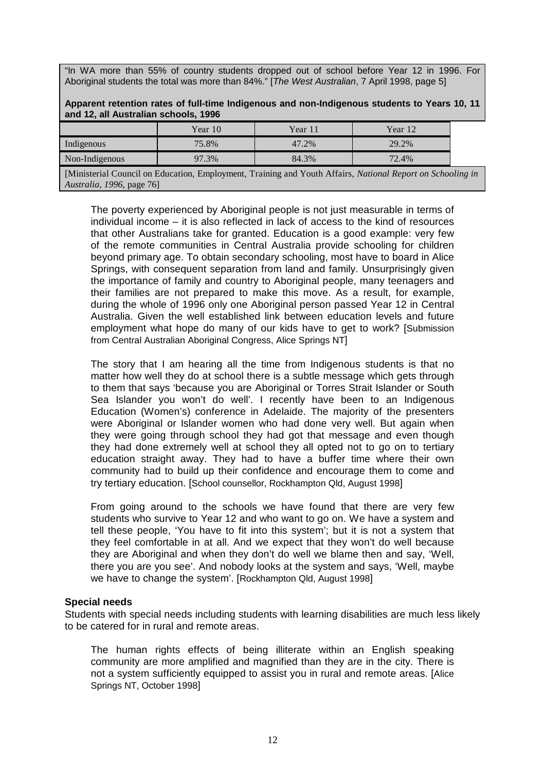"In WA more than 55% of country students dropped out of school before Year 12 in 1996. For Aboriginal students the total was more than 84%." [*The West Australian*, 7 April 1998, page 5]

**Apparent retention rates of full-time Indigenous and non-Indigenous students to Years 10, 11 and 12, all Australian schools, 1996**

| | Year 10 | Year 11 | Year 12 |
|---|---|---|---|
| Indigenous | 75.8% | 47.2% | 29.2% |
| Non-Indigenous | 97.3% | 84.3% | 72.4% |

[Ministerial Council on Education, Employment, Training and Youth Affairs, *National Report on Schooling in Australia, 1996*, page 76]

> The poverty experienced by Aboriginal people is not just measurable in terms of individual income – it is also reflected in lack of access to the kind of resources that other Australians take for granted. Education is a good example: very few of the remote communities in Central Australia provide schooling for children beyond primary age. To obtain secondary schooling, most have to board in Alice Springs, with consequent separation from land and family. Unsurprisingly given the importance of family and country to Aboriginal people, many teenagers and their families are not prepared to make this move. As a result, for example, during the whole of 1996 only one Aboriginal person passed Year 12 in Central Australia. Given the well established link between education levels and future employment what hope do many of our kids have to get to work? [Submission from Central Australian Aboriginal Congress, Alice Springs NT]

> The story that I am hearing all the time from Indigenous students is that no matter how well they do at school there is a subtle message which gets through to them that says 'because you are Aboriginal or Torres Strait Islander or South Sea Islander you won't do well'. I recently have been to an Indigenous Education (Women's) conference in Adelaide. The majority of the presenters were Aboriginal or Islander women who had done very well. But again when they were going through school they had got that message and even though they had done extremely well at school they all opted not to go on to tertiary education straight away. They had to have a buffer time where their own community had to build up their confidence and encourage them to come and try tertiary education. [School counsellor, Rockhampton Qld, August 1998]

> From going around to the schools we have found that there are very few students who survive to Year 12 and who want to go on. We have a system and tell these people, 'You have to fit into this system'; but it is not a system that they feel comfortable in at all. And we expect that they won't do well because they are Aboriginal and when they don't do well we blame then and say, 'Well, there you are you see'. And nobody looks at the system and says, 'Well, maybe we have to change the system'. [Rockhampton Qld, August 1998]

**Special needs**

Students with special needs including students with learning disabilities are much less likely to be catered for in rural and remote areas.

> The human rights effects of being illiterate within an English speaking community are more amplified and magnified than they are in the city. There is not a system sufficiently equipped to assist you in rural and remote areas. [Alice Springs NT, October 1998]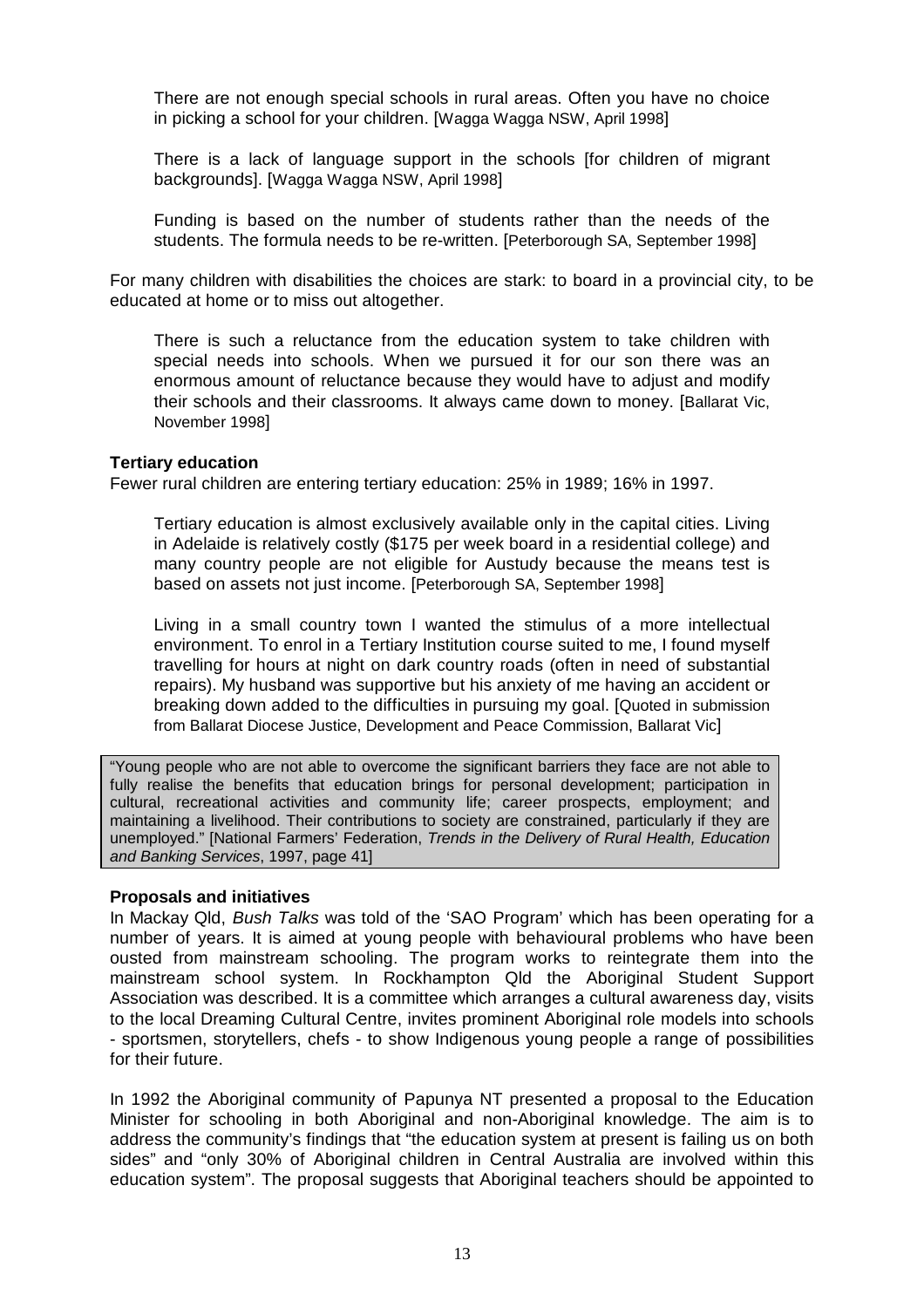> There are not enough special schools in rural areas. Often you have no choice in picking a school for your children. [Wagga Wagga NSW, April 1998]

> There is a lack of language support in the schools [for children of migrant backgrounds]. [Wagga Wagga NSW, April 1998]

> Funding is based on the number of students rather than the needs of the students. The formula needs to be re-written. [Peterborough SA, September 1998]

For many children with disabilities the choices are stark: to board in a provincial city, to be educated at home or to miss out altogether.

> There is such a reluctance from the education system to take children with special needs into schools. When we pursued it for our son there was an enormous amount of reluctance because they would have to adjust and modify their schools and their classrooms. It always came down to money. [Ballarat Vic, November 1998]

**Tertiary education**

Fewer rural children are entering tertiary education: 25% in 1989; 16% in 1997.

> Tertiary education is almost exclusively available only in the capital cities. Living in Adelaide is relatively costly ($175 per week board in a residential college) and many country people are not eligible for Austudy because the means test is based on assets not just income. [Peterborough SA, September 1998]

> Living in a small country town I wanted the stimulus of a more intellectual environment. To enrol in a Tertiary Institution course suited to me, I found myself travelling for hours at night on dark country roads (often in need of substantial repairs). My husband was supportive but his anxiety of me having an accident or breaking down added to the difficulties in pursuing my goal. [Quoted in submission from Ballarat Diocese Justice, Development and Peace Commission, Ballarat Vic]

> "Young people who are not able to overcome the significant barriers they face are not able to fully realise the benefits that education brings for personal development; participation in cultural, recreational activities and community life; career prospects, employment; and maintaining a livelihood. Their contributions to society are constrained, particularly if they are unemployed." [National Farmers' Federation, *Trends in the Delivery of Rural Health, Education and Banking Services*, 1997, page 41]

**Proposals and initiatives**

In Mackay Qld, *Bush Talks* was told of the 'SAO Program' which has been operating for a number of years. It is aimed at young people with behavioural problems who have been ousted from mainstream schooling. The program works to reintegrate them into the mainstream school system. In Rockhampton Qld the Aboriginal Student Support Association was described. It is a committee which arranges a cultural awareness day, visits to the local Dreaming Cultural Centre, invites prominent Aboriginal role models into schools - sportsmen, storytellers, chefs - to show Indigenous young people a range of possibilities for their future.

In 1992 the Aboriginal community of Papunya NT presented a proposal to the Education Minister for schooling in both Aboriginal and non-Aboriginal knowledge. The aim is to address the community's findings that "the education system at present is failing us on both sides" and "only 30% of Aboriginal children in Central Australia are involved within this education system". The proposal suggests that Aboriginal teachers should be appointed to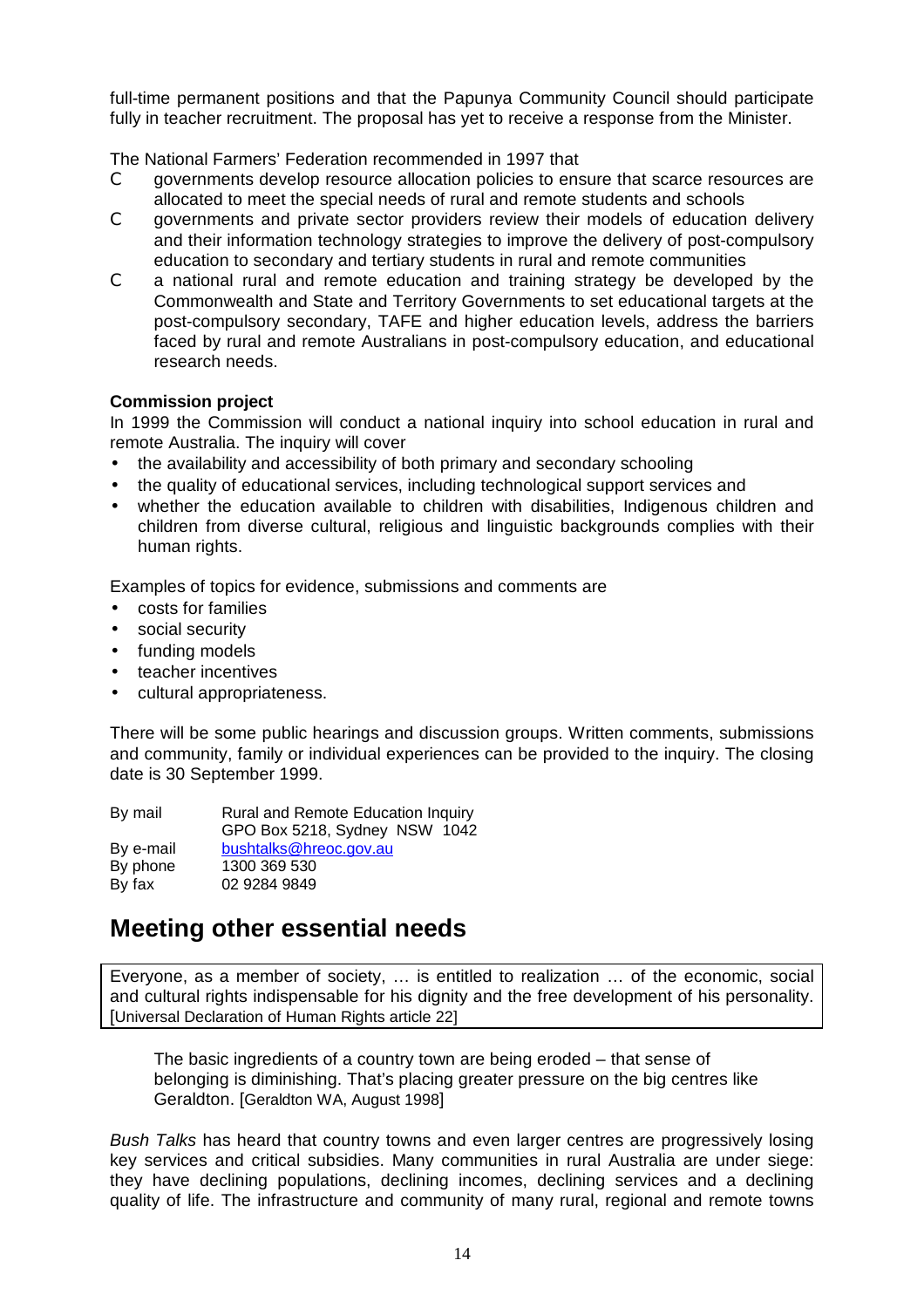full-time permanent positions and that the Papunya Community Council should participate fully in teacher recruitment. The proposal has yet to receive a response from the Minister.

The National Farmers' Federation recommended in 1997 that

- governments develop resource allocation policies to ensure that scarce resources are allocated to meet the special needs of rural and remote students and schools
- governments and private sector providers review their models of education delivery and their information technology strategies to improve the delivery of post-compulsory education to secondary and tertiary students in rural and remote communities
- a national rural and remote education and training strategy be developed by the Commonwealth and State and Territory Governments to set educational targets at the post-compulsory secondary, TAFE and higher education levels, address the barriers faced by rural and remote Australians in post-compulsory education, and educational research needs.

**Commission project**

In 1999 the Commission will conduct a national inquiry into school education in rural and remote Australia. The inquiry will cover

- the availability and accessibility of both primary and secondary schooling
- the quality of educational services, including technological support services and
- whether the education available to children with disabilities, Indigenous children and children from diverse cultural, religious and linguistic backgrounds complies with their human rights.

Examples of topics for evidence, submissions and comments are

- costs for families
- social security
- funding models
- teacher incentives
- cultural appropriateness.

There will be some public hearings and discussion groups. Written comments, submissions and community, family or individual experiences can be provided to the inquiry. The closing date is 30 September 1999.

| | |
|---|---|
| By mail | Rural and Remote Education Inquiry<br>GPO Box 5218, Sydney NSW 1042 |
| By e-mail | bushtalks@hreoc.gov.au |
| By phone | 1300 369 530 |
| By fax | 02 9284 9849 |

## Meeting other essential needs

> Everyone, as a member of society, … is entitled to realization … of the economic, social and cultural rights indispensable for his dignity and the free development of his personality. [Universal Declaration of Human Rights article 22]

> The basic ingredients of a country town are being eroded – that sense of belonging is diminishing. That's placing greater pressure on the big centres like Geraldton. [Geraldton WA, August 1998]

*Bush Talks* has heard that country towns and even larger centres are progressively losing key services and critical subsidies. Many communities in rural Australia are under siege: they have declining populations, declining incomes, declining services and a declining quality of life. The infrastructure and community of many rural, regional and remote towns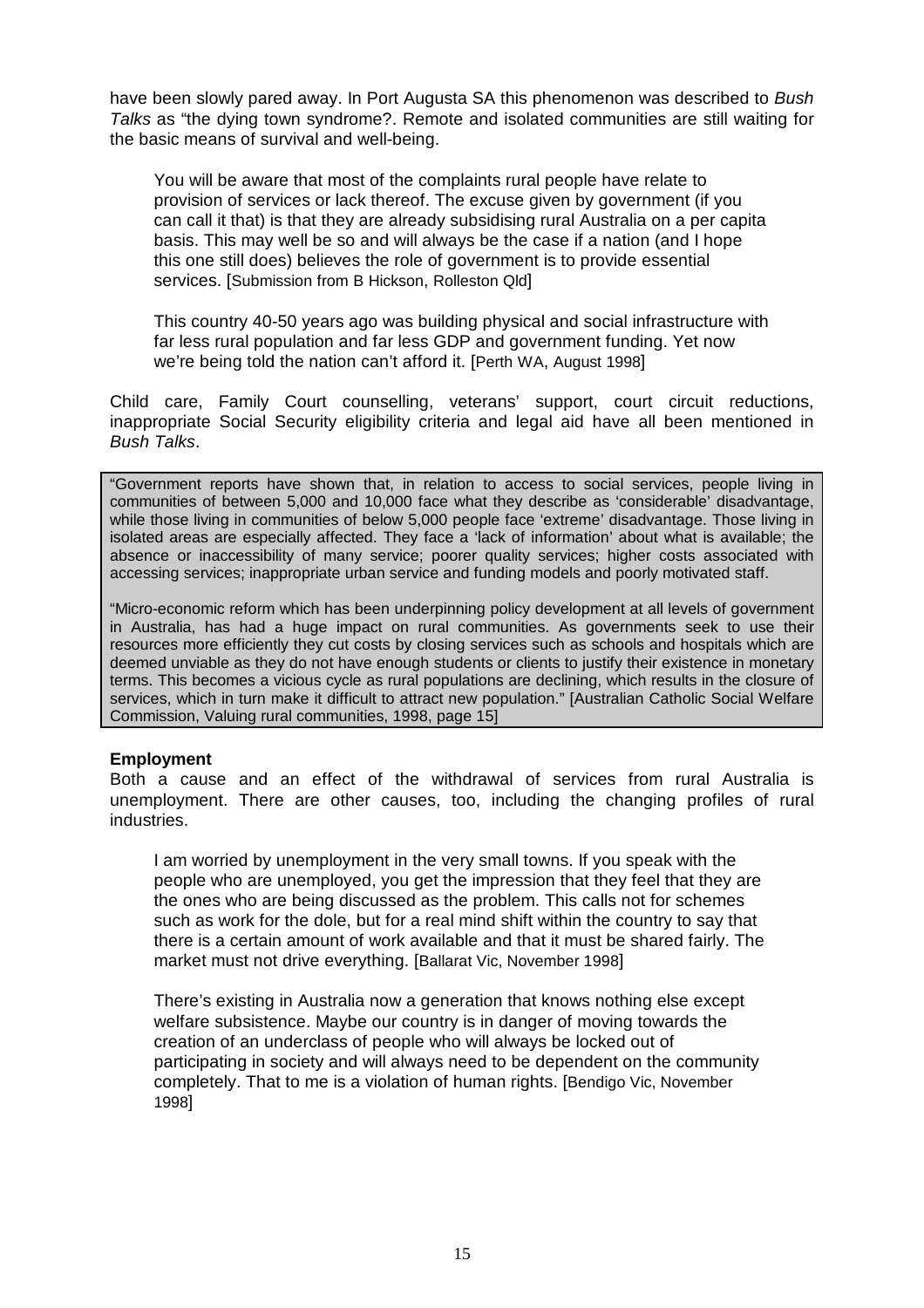have been slowly pared away. In Port Augusta SA this phenomenon was described to *Bush Talks* as "the dying town syndrome?. Remote and isolated communities are still waiting for the basic means of survival and well-being.

> You will be aware that most of the complaints rural people have relate to provision of services or lack thereof. The excuse given by government (if you can call it that) is that they are already subsidising rural Australia on a per capita basis. This may well be so and will always be the case if a nation (and I hope this one still does) believes the role of government is to provide essential services. [Submission from B Hickson, Rolleston Qld]

> This country 40-50 years ago was building physical and social infrastructure with far less rural population and far less GDP and government funding. Yet now we're being told the nation can't afford it. [Perth WA, August 1998]

Child care, Family Court counselling, veterans' support, court circuit reductions, inappropriate Social Security eligibility criteria and legal aid have all been mentioned in *Bush Talks*.

> "Government reports have shown that, in relation to access to social services, people living in communities of between 5,000 and 10,000 face what they describe as 'considerable' disadvantage, while those living in communities of below 5,000 people face 'extreme' disadvantage. Those living in isolated areas are especially affected. They face a 'lack of information' about what is available; the absence or inaccessibility of many service; poorer quality services; higher costs associated with accessing services; inappropriate urban service and funding models and poorly motivated staff.
>
> "Micro-economic reform which has been underpinning policy development at all levels of government in Australia, has had a huge impact on rural communities. As governments seek to use their resources more efficiently they cut costs by closing services such as schools and hospitals which are deemed unviable as they do not have enough students or clients to justify their existence in monetary terms. This becomes a vicious cycle as rural populations are declining, which results in the closure of services, which in turn make it difficult to attract new population." [Australian Catholic Social Welfare Commission, Valuing rural communities, 1998, page 15]

**Employment**

Both a cause and an effect of the withdrawal of services from rural Australia is unemployment. There are other causes, too, including the changing profiles of rural industries.

> I am worried by unemployment in the very small towns. If you speak with the people who are unemployed, you get the impression that they feel that they are the ones who are being discussed as the problem. This calls not for schemes such as work for the dole, but for a real mind shift within the country to say that there is a certain amount of work available and that it must be shared fairly. The market must not drive everything. [Ballarat Vic, November 1998]

> There's existing in Australia now a generation that knows nothing else except welfare subsistence. Maybe our country is in danger of moving towards the creation of an underclass of people who will always be locked out of participating in society and will always need to be dependent on the community completely. That to me is a violation of human rights. [Bendigo Vic, November 1998]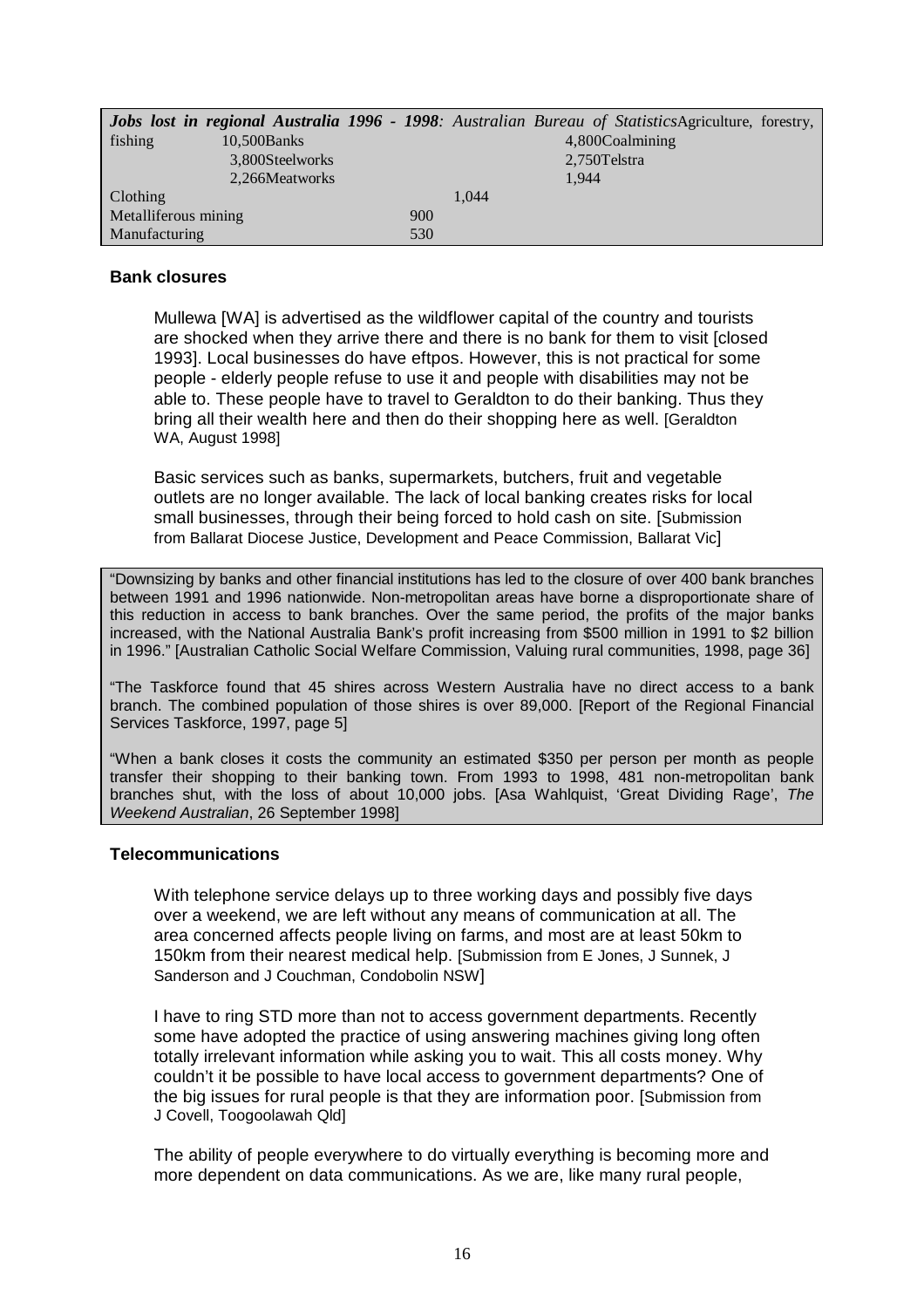***Jobs lost in regional Australia 1996 - 1998**: Australian Bureau of Statistics*

| Sector | Jobs lost |
|---|---|
| Agriculture, forestry, fishing | 10,500 |
| Banks | 4,800 |
| Coalmining | 3,800 |
| Steelworks | 2,750 |
| Telstra | 2,266 |
| Meatworks | 1,944 |
| Clothing | 1,044 |
| Metalliferous mining | 900 |
| Manufacturing | 530 |

**Bank closures**

Mullewa [WA] is advertised as the wildflower capital of the country and tourists are shocked when they arrive there and there is no bank for them to visit [closed 1993]. Local businesses do have eftpos. However, this is not practical for some people - elderly people refuse to use it and people with disabilities may not be able to. These people have to travel to Geraldton to do their banking. Thus they bring all their wealth here and then do their shopping here as well. [Geraldton WA, August 1998]

Basic services such as banks, supermarkets, butchers, fruit and vegetable outlets are no longer available. The lack of local banking creates risks for local small businesses, through their being forced to hold cash on site. [Submission from Ballarat Diocese Justice, Development and Peace Commission, Ballarat Vic]

"Downsizing by banks and other financial institutions has led to the closure of over 400 bank branches between 1991 and 1996 nationwide. Non-metropolitan areas have borne a disproportionate share of this reduction in access to bank branches. Over the same period, the profits of the major banks increased, with the National Australia Bank's profit increasing from $500 million in 1991 to $2 billion in 1996." [Australian Catholic Social Welfare Commission, Valuing rural communities, 1998, page 36]

"The Taskforce found that 45 shires across Western Australia have no direct access to a bank branch. The combined population of those shires is over 89,000. [Report of the Regional Financial Services Taskforce, 1997, page 5]

"When a bank closes it costs the community an estimated $350 per person per month as people transfer their shopping to their banking town. From 1993 to 1998, 481 non-metropolitan bank branches shut, with the loss of about 10,000 jobs. [Asa Wahlquist, 'Great Dividing Rage', *The Weekend Australian*, 26 September 1998]

**Telecommunications**

With telephone service delays up to three working days and possibly five days over a weekend, we are left without any means of communication at all. The area concerned affects people living on farms, and most are at least 50km to 150km from their nearest medical help. [Submission from E Jones, J Sunnek, J Sanderson and J Couchman, Condobolin NSW]

I have to ring STD more than not to access government departments. Recently some have adopted the practice of using answering machines giving long often totally irrelevant information while asking you to wait. This all costs money. Why couldn't it be possible to have local access to government departments? One of the big issues for rural people is that they are information poor. [Submission from J Covell, Toogoolawah Qld]

The ability of people everywhere to do virtually everything is becoming more and more dependent on data communications. As we are, like many rural people,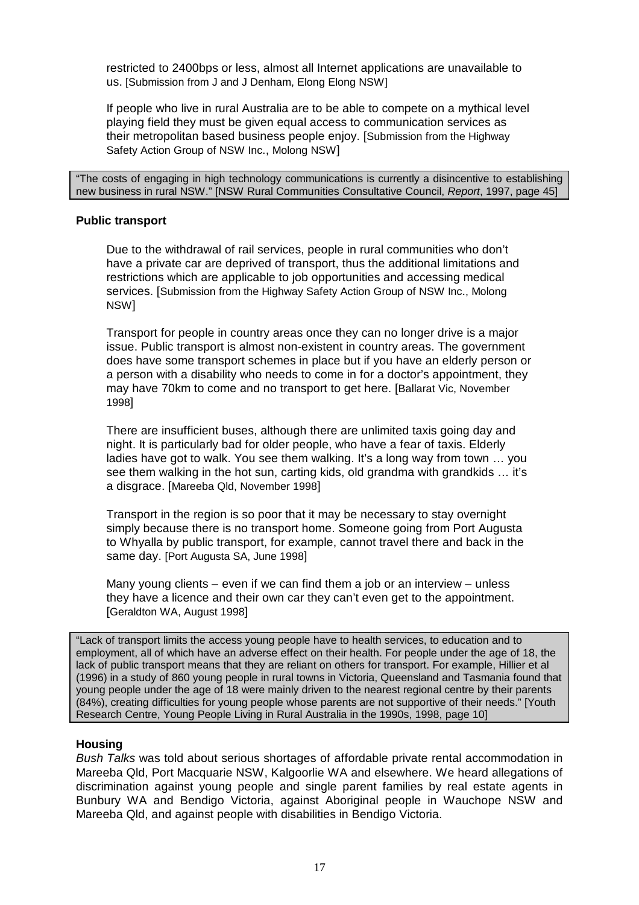restricted to 2400bps or less, almost all Internet applications are unavailable to us. [Submission from J and J Denham, Elong Elong NSW]

> If people who live in rural Australia are to be able to compete on a mythical level playing field they must be given equal access to communication services as their metropolitan based business people enjoy. [Submission from the Highway Safety Action Group of NSW Inc., Molong NSW]

> "The costs of engaging in high technology communications is currently a disincentive to establishing new business in rural NSW." [NSW Rural Communities Consultative Council, *Report*, 1997, page 45]

**Public transport**

> Due to the withdrawal of rail services, people in rural communities who don't have a private car are deprived of transport, thus the additional limitations and restrictions which are applicable to job opportunities and accessing medical services. [Submission from the Highway Safety Action Group of NSW Inc., Molong NSW]

> Transport for people in country areas once they can no longer drive is a major issue. Public transport is almost non-existent in country areas. The government does have some transport schemes in place but if you have an elderly person or a person with a disability who needs to come in for a doctor's appointment, they may have 70km to come and no transport to get here. [Ballarat Vic, November 1998]

> There are insufficient buses, although there are unlimited taxis going day and night. It is particularly bad for older people, who have a fear of taxis. Elderly ladies have got to walk. You see them walking. It's a long way from town … you see them walking in the hot sun, carting kids, old grandma with grandkids … it's a disgrace. [Mareeba Qld, November 1998]

> Transport in the region is so poor that it may be necessary to stay overnight simply because there is no transport home. Someone going from Port Augusta to Whyalla by public transport, for example, cannot travel there and back in the same day. [Port Augusta SA, June 1998]

> Many young clients – even if we can find them a job or an interview – unless they have a licence and their own car they can't even get to the appointment. [Geraldton WA, August 1998]

> "Lack of transport limits the access young people have to health services, to education and to employment, all of which have an adverse effect on their health. For people under the age of 18, the lack of public transport means that they are reliant on others for transport. For example, Hillier et al (1996) in a study of 860 young people in rural towns in Victoria, Queensland and Tasmania found that young people under the age of 18 were mainly driven to the nearest regional centre by their parents (84%), creating difficulties for young people whose parents are not supportive of their needs." [Youth Research Centre, Young People Living in Rural Australia in the 1990s, 1998, page 10]

**Housing**

*Bush Talks* was told about serious shortages of affordable private rental accommodation in Mareeba Qld, Port Macquarie NSW, Kalgoorlie WA and elsewhere. We heard allegations of discrimination against young people and single parent families by real estate agents in Bunbury WA and Bendigo Victoria, against Aboriginal people in Wauchope NSW and Mareeba Qld, and against people with disabilities in Bendigo Victoria.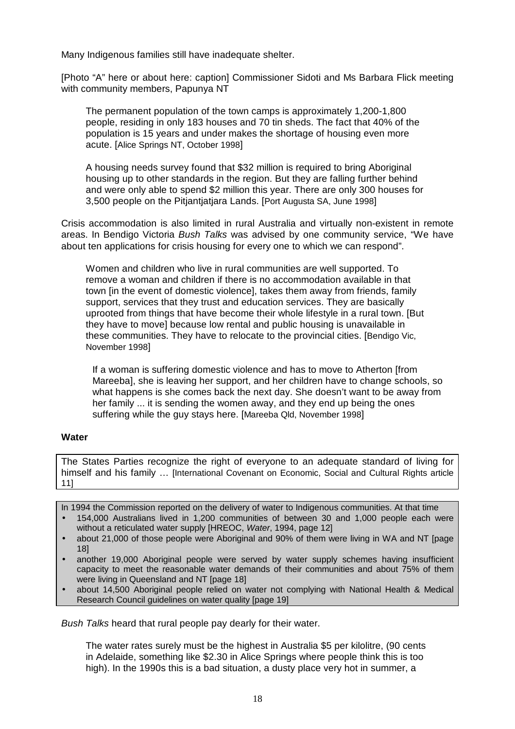Many Indigenous families still have inadequate shelter.

[Photo "A" here or about here: caption] Commissioner Sidoti and Ms Barbara Flick meeting with community members, Papunya NT

> The permanent population of the town camps is approximately 1,200-1,800 people, residing in only 183 houses and 70 tin sheds. The fact that 40% of the population is 15 years and under makes the shortage of housing even more acute. [Alice Springs NT, October 1998]

> A housing needs survey found that $32 million is required to bring Aboriginal housing up to other standards in the region. But they are falling further behind and were only able to spend $2 million this year. There are only 300 houses for 3,500 people on the Pitjantjatjara Lands. [Port Augusta SA, June 1998]

Crisis accommodation is also limited in rural Australia and virtually non-existent in remote areas. In Bendigo Victoria *Bush Talks* was advised by one community service, "We have about ten applications for crisis housing for every one to which we can respond".

> Women and children who live in rural communities are well supported. To remove a woman and children if there is no accommodation available in that town [in the event of domestic violence], takes them away from friends, family support, services that they trust and education services. They are basically uprooted from things that have become their whole lifestyle in a rural town. [But they have to move] because low rental and public housing is unavailable in these communities. They have to relocate to the provincial cities. [Bendigo Vic, November 1998]

> If a woman is suffering domestic violence and has to move to Atherton [from Mareeba], she is leaving her support, and her children have to change schools, so what happens is she comes back the next day. She doesn't want to be away from her family ... it is sending the women away, and they end up being the ones suffering while the guy stays here. [Mareeba Qld, November 1998]

**Water**

> The States Parties recognize the right of everyone to an adequate standard of living for himself and his family … [International Covenant on Economic, Social and Cultural Rights article 11]

In 1994 the Commission reported on the delivery of water to Indigenous communities. At that time

- 154,000 Australians lived in 1,200 communities of between 30 and 1,000 people each were without a reticulated water supply [HREOC, *Water*, 1994, page 12]
- about 21,000 of those people were Aboriginal and 90% of them were living in WA and NT [page 18]
- another 19,000 Aboriginal people were served by water supply schemes having insufficient capacity to meet the reasonable water demands of their communities and about 75% of them were living in Queensland and NT [page 18]
- about 14,500 Aboriginal people relied on water not complying with National Health & Medical Research Council guidelines on water quality [page 19]

*Bush Talks* heard that rural people pay dearly for their water.

> The water rates surely must be the highest in Australia $5 per kilolitre, (90 cents in Adelaide, something like $2.30 in Alice Springs where people think this is too high). In the 1990s this is a bad situation, a dusty place very hot in summer, a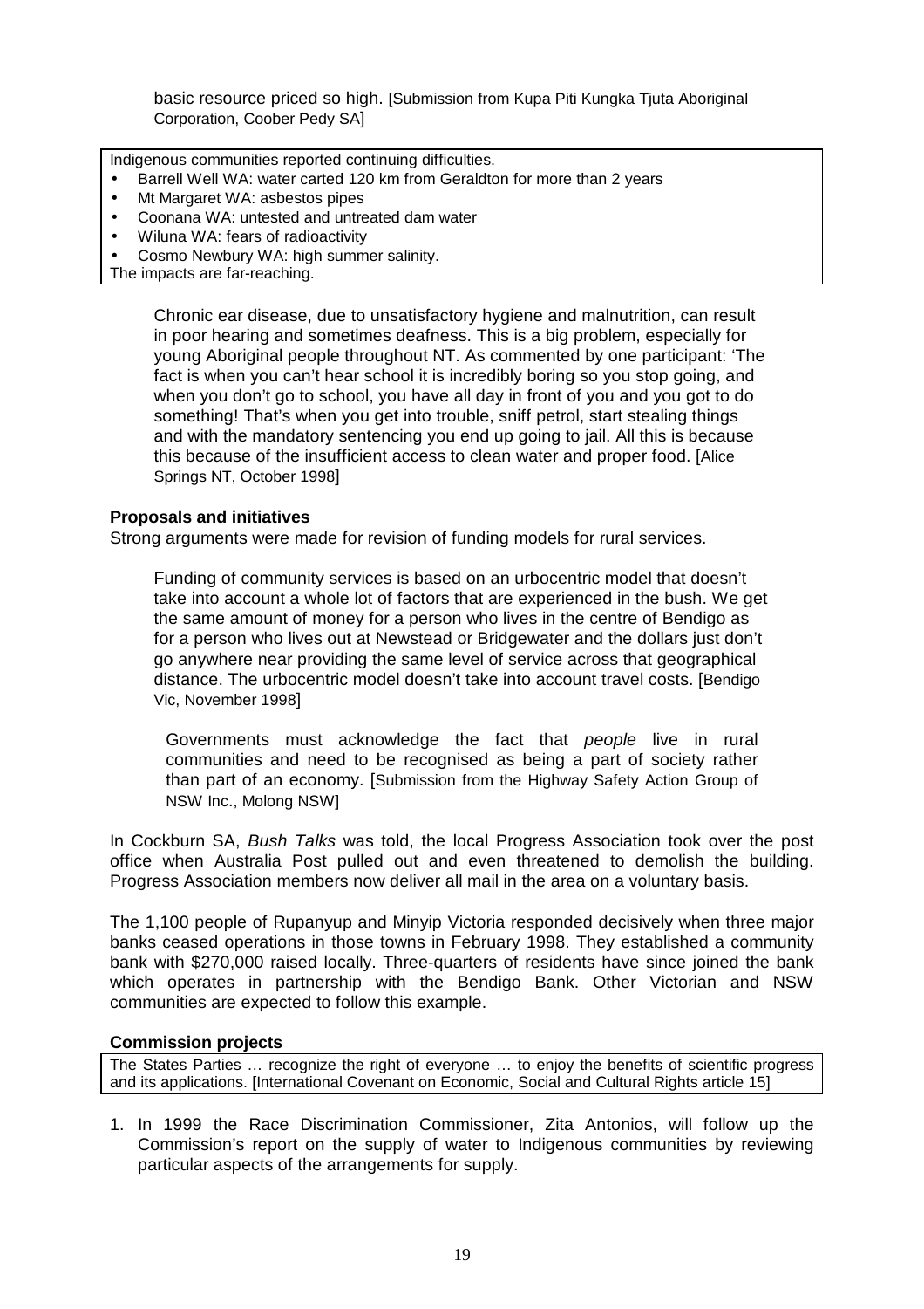> basic resource priced so high. [Submission from Kupa Piti Kungka Tjuta Aboriginal Corporation, Coober Pedy SA]

Indigenous communities reported continuing difficulties.

- Barrell Well WA: water carted 120 km from Geraldton for more than 2 years
- Mt Margaret WA: asbestos pipes
- Coonana WA: untested and untreated dam water
- Wiluna WA: fears of radioactivity
- Cosmo Newbury WA: high summer salinity.

The impacts are far-reaching.

> Chronic ear disease, due to unsatisfactory hygiene and malnutrition, can result in poor hearing and sometimes deafness. This is a big problem, especially for young Aboriginal people throughout NT. As commented by one participant: 'The fact is when you can't hear school it is incredibly boring so you stop going, and when you don't go to school, you have all day in front of you and you got to do something! That's when you get into trouble, sniff petrol, start stealing things and with the mandatory sentencing you end up going to jail. All this is because this because of the insufficient access to clean water and proper food. [Alice Springs NT, October 1998]

**Proposals and initiatives**

Strong arguments were made for revision of funding models for rural services.

> Funding of community services is based on an urbocentric model that doesn't take into account a whole lot of factors that are experienced in the bush. We get the same amount of money for a person who lives in the centre of Bendigo as for a person who lives out at Newstead or Bridgewater and the dollars just don't go anywhere near providing the same level of service across that geographical distance. The urbocentric model doesn't take into account travel costs. [Bendigo Vic, November 1998]

> Governments must acknowledge the fact that *people* live in rural communities and need to be recognised as being a part of society rather than part of an economy. [Submission from the Highway Safety Action Group of NSW Inc., Molong NSW]

In Cockburn SA, *Bush Talks* was told, the local Progress Association took over the post office when Australia Post pulled out and even threatened to demolish the building. Progress Association members now deliver all mail in the area on a voluntary basis.

The 1,100 people of Rupanyup and Minyip Victoria responded decisively when three major banks ceased operations in those towns in February 1998. They established a community bank with $270,000 raised locally. Three-quarters of residents have since joined the bank which operates in partnership with the Bendigo Bank. Other Victorian and NSW communities are expected to follow this example.

**Commission projects**

The States Parties … recognize the right of everyone … to enjoy the benefits of scientific progress and its applications. [International Covenant on Economic, Social and Cultural Rights article 15]

1. In 1999 the Race Discrimination Commissioner, Zita Antonios, will follow up the Commission's report on the supply of water to Indigenous communities by reviewing particular aspects of the arrangements for supply.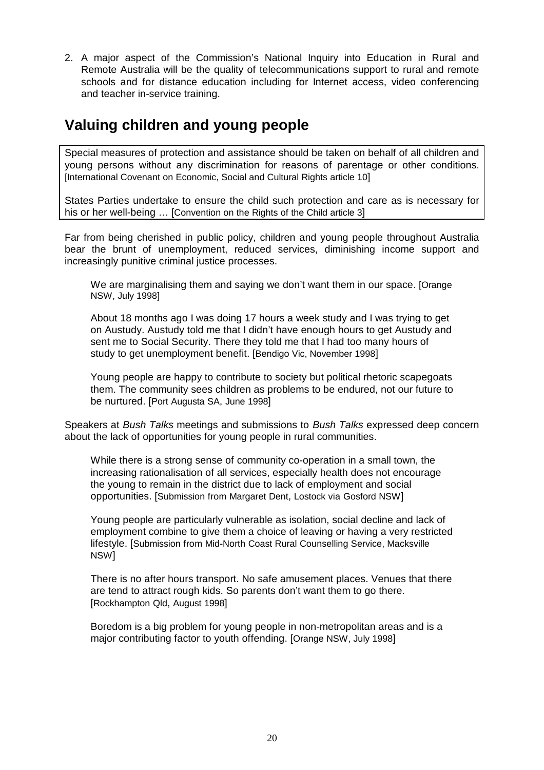2. A major aspect of the Commission's National Inquiry into Education in Rural and Remote Australia will be the quality of telecommunications support to rural and remote schools and for distance education including for Internet access, video conferencing and teacher in-service training.

## Valuing children and young people

> Special measures of protection and assistance should be taken on behalf of all children and young persons without any discrimination for reasons of parentage or other conditions. [International Covenant on Economic, Social and Cultural Rights article 10]
>
> States Parties undertake to ensure the child such protection and care as is necessary for his or her well-being … [Convention on the Rights of the Child article 3]

Far from being cherished in public policy, children and young people throughout Australia bear the brunt of unemployment, reduced services, diminishing income support and increasingly punitive criminal justice processes.

> We are marginalising them and saying we don't want them in our space. [Orange NSW, July 1998]

> About 18 months ago I was doing 17 hours a week study and I was trying to get on Austudy. Austudy told me that I didn't have enough hours to get Austudy and sent me to Social Security. There they told me that I had too many hours of study to get unemployment benefit. [Bendigo Vic, November 1998]

> Young people are happy to contribute to society but political rhetoric scapegoats them. The community sees children as problems to be endured, not our future to be nurtured. [Port Augusta SA, June 1998]

Speakers at *Bush Talks* meetings and submissions to *Bush Talks* expressed deep concern about the lack of opportunities for young people in rural communities.

> While there is a strong sense of community co-operation in a small town, the increasing rationalisation of all services, especially health does not encourage the young to remain in the district due to lack of employment and social opportunities. [Submission from Margaret Dent, Lostock via Gosford NSW]

> Young people are particularly vulnerable as isolation, social decline and lack of employment combine to give them a choice of leaving or having a very restricted lifestyle. [Submission from Mid-North Coast Rural Counselling Service, Macksville NSW]

> There is no after hours transport. No safe amusement places. Venues that there are tend to attract rough kids. So parents don't want them to go there. [Rockhampton Qld, August 1998]

> Boredom is a big problem for young people in non-metropolitan areas and is a major contributing factor to youth offending. [Orange NSW, July 1998]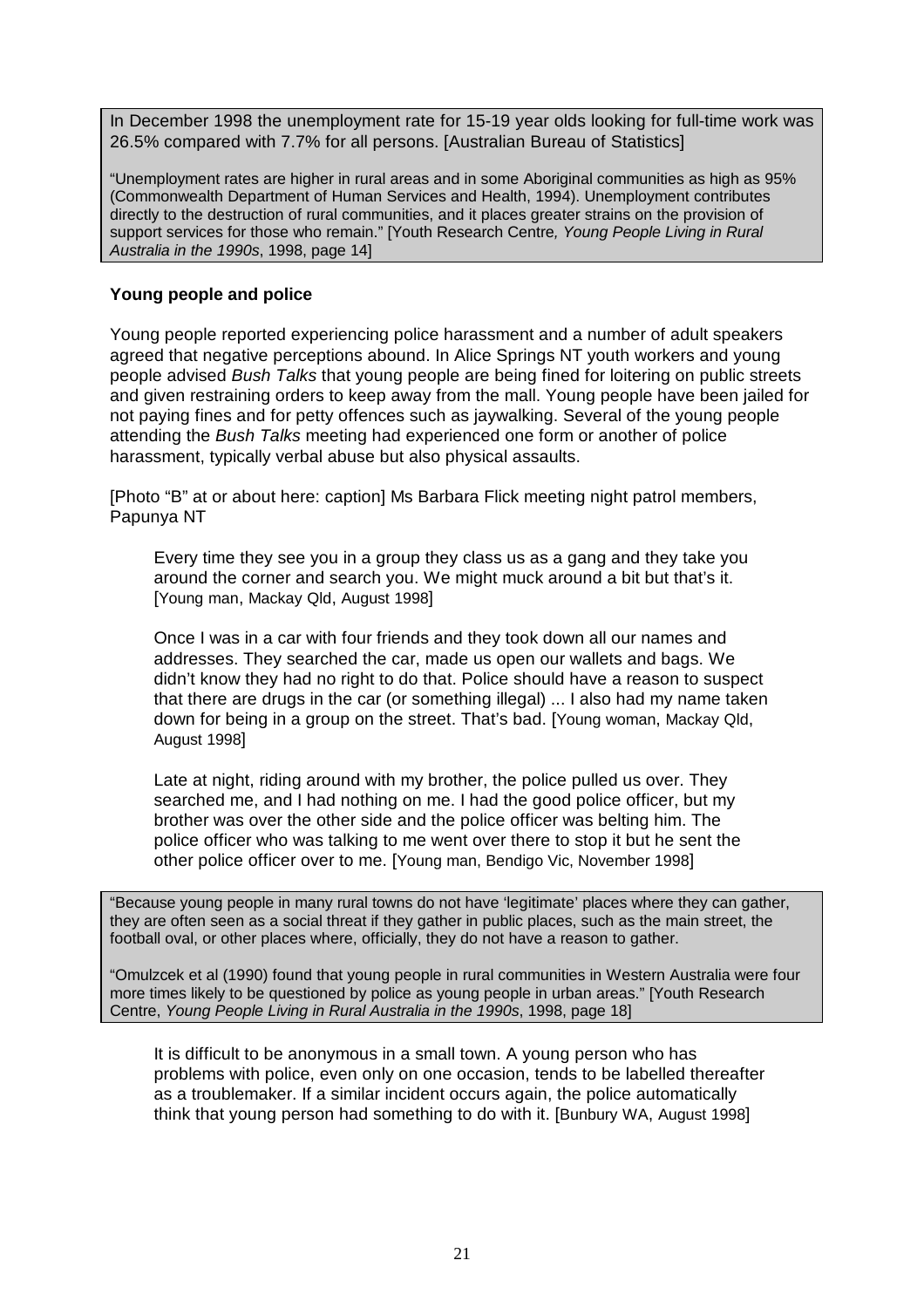In December 1998 the unemployment rate for 15-19 year olds looking for full-time work was 26.5% compared with 7.7% for all persons. [Australian Bureau of Statistics]

"Unemployment rates are higher in rural areas and in some Aboriginal communities as high as 95% (Commonwealth Department of Human Services and Health, 1994). Unemployment contributes directly to the destruction of rural communities, and it places greater strains on the provision of support services for those who remain." [Youth Research Centre*, Young People Living in Rural Australia in the 1990s*, 1998, page 14]

**Young people and police**

Young people reported experiencing police harassment and a number of adult speakers agreed that negative perceptions abound. In Alice Springs NT youth workers and young people advised *Bush Talks* that young people are being fined for loitering on public streets and given restraining orders to keep away from the mall. Young people have been jailed for not paying fines and for petty offences such as jaywalking. Several of the young people attending the *Bush Talks* meeting had experienced one form or another of police harassment, typically verbal abuse but also physical assaults.

[Photo "B" at or about here: caption] Ms Barbara Flick meeting night patrol members, Papunya NT

> Every time they see you in a group they class us as a gang and they take you around the corner and search you. We might muck around a bit but that's it. [Young man, Mackay Qld, August 1998]

> Once I was in a car with four friends and they took down all our names and addresses. They searched the car, made us open our wallets and bags. We didn't know they had no right to do that. Police should have a reason to suspect that there are drugs in the car (or something illegal) ... I also had my name taken down for being in a group on the street. That's bad. [Young woman, Mackay Qld, August 1998]

> Late at night, riding around with my brother, the police pulled us over. They searched me, and I had nothing on me. I had the good police officer, but my brother was over the other side and the police officer was belting him. The police officer who was talking to me went over there to stop it but he sent the other police officer over to me. [Young man, Bendigo Vic, November 1998]

"Because young people in many rural towns do not have 'legitimate' places where they can gather, they are often seen as a social threat if they gather in public places, such as the main street, the football oval, or other places where, officially, they do not have a reason to gather.

"Omulzcek et al (1990) found that young people in rural communities in Western Australia were four more times likely to be questioned by police as young people in urban areas." [Youth Research Centre, *Young People Living in Rural Australia in the 1990s*, 1998, page 18]

> It is difficult to be anonymous in a small town. A young person who has problems with police, even only on one occasion, tends to be labelled thereafter as a troublemaker. If a similar incident occurs again, the police automatically think that young person had something to do with it. [Bunbury WA, August 1998]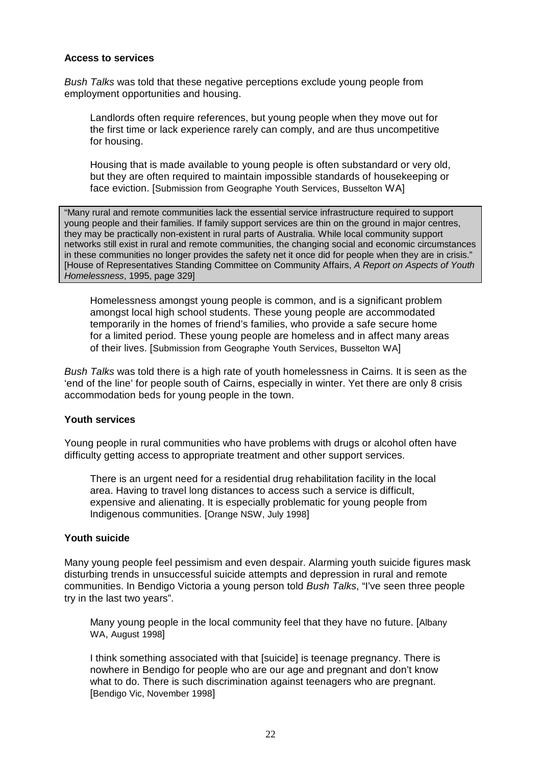**Access to services**

*Bush Talks* was told that these negative perceptions exclude young people from employment opportunities and housing.

> Landlords often require references, but young people when they move out for the first time or lack experience rarely can comply, and are thus uncompetitive for housing.
>
> Housing that is made available to young people is often substandard or very old, but they are often required to maintain impossible standards of housekeeping or face eviction. [Submission from Geographe Youth Services, Busselton WA]

> "Many rural and remote communities lack the essential service infrastructure required to support young people and their families. If family support services are thin on the ground in major centres, they may be practically non-existent in rural parts of Australia. While local community support networks still exist in rural and remote communities, the changing social and economic circumstances in these communities no longer provides the safety net it once did for people when they are in crisis." [House of Representatives Standing Committee on Community Affairs, *A Report on Aspects of Youth Homelessness*, 1995, page 329]

> Homelessness amongst young people is common, and is a significant problem amongst local high school students. These young people are accommodated temporarily in the homes of friend's families, who provide a safe secure home for a limited period. These young people are homeless and in affect many areas of their lives. [Submission from Geographe Youth Services, Busselton WA]

*Bush Talks* was told there is a high rate of youth homelessness in Cairns. It is seen as the 'end of the line' for people south of Cairns, especially in winter. Yet there are only 8 crisis accommodation beds for young people in the town.

**Youth services**

Young people in rural communities who have problems with drugs or alcohol often have difficulty getting access to appropriate treatment and other support services.

> There is an urgent need for a residential drug rehabilitation facility in the local area. Having to travel long distances to access such a service is difficult, expensive and alienating. It is especially problematic for young people from Indigenous communities. [Orange NSW, July 1998]

**Youth suicide**

Many young people feel pessimism and even despair. Alarming youth suicide figures mask disturbing trends in unsuccessful suicide attempts and depression in rural and remote communities. In Bendigo Victoria a young person told *Bush Talks*, "I've seen three people try in the last two years".

> Many young people in the local community feel that they have no future. [Albany WA, August 1998]
>
> I think something associated with that [suicide] is teenage pregnancy. There is nowhere in Bendigo for people who are our age and pregnant and don't know what to do. There is such discrimination against teenagers who are pregnant. [Bendigo Vic, November 1998]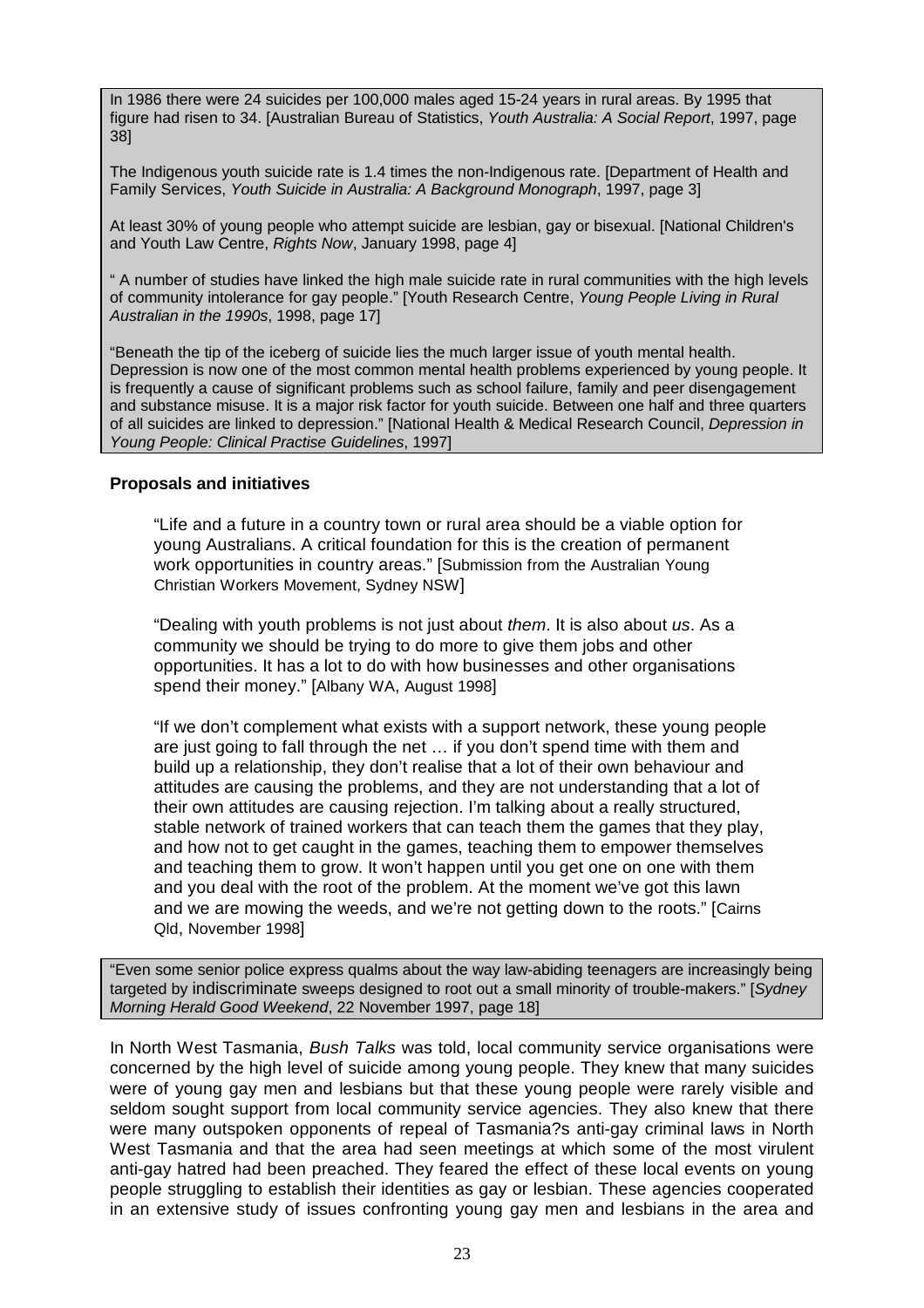In 1986 there were 24 suicides per 100,000 males aged 15-24 years in rural areas. By 1995 that figure had risen to 34. [Australian Bureau of Statistics, *Youth Australia: A Social Report*, 1997, page 38]

The Indigenous youth suicide rate is 1.4 times the non-Indigenous rate. [Department of Health and Family Services, *Youth Suicide in Australia: A Background Monograph*, 1997, page 3]

At least 30% of young people who attempt suicide are lesbian, gay or bisexual. [National Children's and Youth Law Centre, *Rights Now*, January 1998, page 4]

" A number of studies have linked the high male suicide rate in rural communities with the high levels of community intolerance for gay people." [Youth Research Centre, *Young People Living in Rural Australian in the 1990s*, 1998, page 17]

"Beneath the tip of the iceberg of suicide lies the much larger issue of youth mental health. Depression is now one of the most common mental health problems experienced by young people. It is frequently a cause of significant problems such as school failure, family and peer disengagement and substance misuse. It is a major risk factor for youth suicide. Between one half and three quarters of all suicides are linked to depression." [National Health & Medical Research Council, *Depression in Young People: Clinical Practise Guidelines*, 1997]

**Proposals and initiatives**

> "Life and a future in a country town or rural area should be a viable option for young Australians. A critical foundation for this is the creation of permanent work opportunities in country areas." [Submission from the Australian Young Christian Workers Movement, Sydney NSW]

> "Dealing with youth problems is not just about *them*. It is also about *us*. As a community we should be trying to do more to give them jobs and other opportunities. It has a lot to do with how businesses and other organisations spend their money." [Albany WA, August 1998]

> "If we don't complement what exists with a support network, these young people are just going to fall through the net … if you don't spend time with them and build up a relationship, they don't realise that a lot of their own behaviour and attitudes are causing the problems, and they are not understanding that a lot of their own attitudes are causing rejection. I'm talking about a really structured, stable network of trained workers that can teach them the games that they play, and how not to get caught in the games, teaching them to empower themselves and teaching them to grow. It won't happen until you get one on one with them and you deal with the root of the problem. At the moment we've got this lawn and we are mowing the weeds, and we're not getting down to the roots." [Cairns Qld, November 1998]

"Even some senior police express qualms about the way law-abiding teenagers are increasingly being targeted by indiscriminate sweeps designed to root out a small minority of trouble-makers." [*Sydney Morning Herald Good Weekend*, 22 November 1997, page 18]

In North West Tasmania, *Bush Talks* was told, local community service organisations were concerned by the high level of suicide among young people. They knew that many suicides were of young gay men and lesbians but that these young people were rarely visible and seldom sought support from local community service agencies. They also knew that there were many outspoken opponents of repeal of Tasmania?s anti-gay criminal laws in North West Tasmania and that the area had seen meetings at which some of the most virulent anti-gay hatred had been preached. They feared the effect of these local events on young people struggling to establish their identities as gay or lesbian. These agencies cooperated in an extensive study of issues confronting young gay men and lesbians in the area and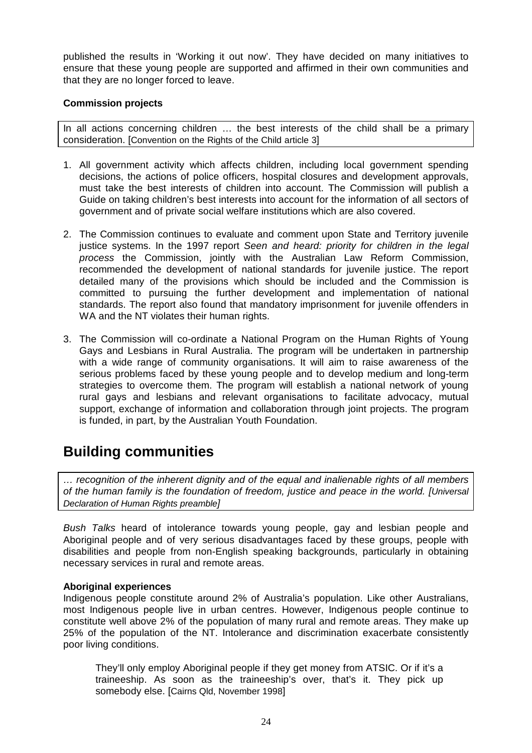published the results in 'Working it out now'. They have decided on many initiatives to ensure that these young people are supported and affirmed in their own communities and that they are no longer forced to leave.

**Commission projects**

> In all actions concerning children … the best interests of the child shall be a primary consideration. [Convention on the Rights of the Child article 3]

1. All government activity which affects children, including local government spending decisions, the actions of police officers, hospital closures and development approvals, must take the best interests of children into account. The Commission will publish a Guide on taking children's best interests into account for the information of all sectors of government and of private social welfare institutions which are also covered.

2. The Commission continues to evaluate and comment upon State and Territory juvenile justice systems. In the 1997 report *Seen and heard: priority for children in the legal process* the Commission, jointly with the Australian Law Reform Commission, recommended the development of national standards for juvenile justice. The report detailed many of the provisions which should be included and the Commission is committed to pursuing the further development and implementation of national standards. The report also found that mandatory imprisonment for juvenile offenders in WA and the NT violates their human rights.

3. The Commission will co-ordinate a National Program on the Human Rights of Young Gays and Lesbians in Rural Australia. The program will be undertaken in partnership with a wide range of community organisations. It will aim to raise awareness of the serious problems faced by these young people and to develop medium and long-term strategies to overcome them. The program will establish a national network of young rural gays and lesbians and relevant organisations to facilitate advocacy, mutual support, exchange of information and collaboration through joint projects. The program is funded, in part, by the Australian Youth Foundation.

# Building communities

> *… recognition of the inherent dignity and of the equal and inalienable rights of all members of the human family is the foundation of freedom, justice and peace in the world. [Universal Declaration of Human Rights preamble]*

*Bush Talks* heard of intolerance towards young people, gay and lesbian people and Aboriginal people and of very serious disadvantages faced by these groups, people with disabilities and people from non-English speaking backgrounds, particularly in obtaining necessary services in rural and remote areas.

**Aboriginal experiences**

Indigenous people constitute around 2% of Australia's population. Like other Australians, most Indigenous people live in urban centres. However, Indigenous people continue to constitute well above 2% of the population of many rural and remote areas. They make up 25% of the population of the NT. Intolerance and discrimination exacerbate consistently poor living conditions.

> They'll only employ Aboriginal people if they get money from ATSIC. Or if it's a traineeship. As soon as the traineeship's over, that's it. They pick up somebody else. [Cairns Qld, November 1998]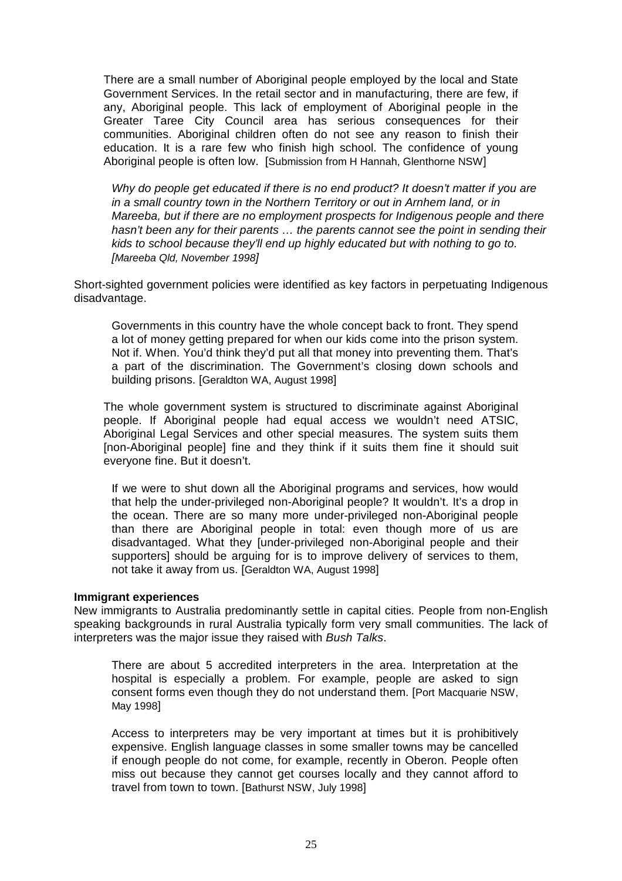There are a small number of Aboriginal people employed by the local and State Government Services. In the retail sector and in manufacturing, there are few, if any, Aboriginal people. This lack of employment of Aboriginal people in the Greater Taree City Council area has serious consequences for their communities. Aboriginal children often do not see any reason to finish their education. It is a rare few who finish high school. The confidence of young Aboriginal people is often low. [Submission from H Hannah, Glenthorne NSW]

*Why do people get educated if there is no end product? It doesn't matter if you are in a small country town in the Northern Territory or out in Arnhem land, or in Mareeba, but if there are no employment prospects for Indigenous people and there hasn't been any for their parents … the parents cannot see the point in sending their kids to school because they'll end up highly educated but with nothing to go to. [Mareeba Qld, November 1998]*

Short-sighted government policies were identified as key factors in perpetuating Indigenous disadvantage.

Governments in this country have the whole concept back to front. They spend a lot of money getting prepared for when our kids come into the prison system. Not if. When. You'd think they'd put all that money into preventing them. That's a part of the discrimination. The Government's closing down schools and building prisons. [Geraldton WA, August 1998]

The whole government system is structured to discriminate against Aboriginal people. If Aboriginal people had equal access we wouldn't need ATSIC, Aboriginal Legal Services and other special measures. The system suits them [non-Aboriginal people] fine and they think if it suits them fine it should suit everyone fine. But it doesn't.

If we were to shut down all the Aboriginal programs and services, how would that help the under-privileged non-Aboriginal people? It wouldn't. It's a drop in the ocean. There are so many more under-privileged non-Aboriginal people than there are Aboriginal people in total: even though more of us are disadvantaged. What they [under-privileged non-Aboriginal people and their supporters] should be arguing for is to improve delivery of services to them, not take it away from us. [Geraldton WA, August 1998]

**Immigrant experiences**

New immigrants to Australia predominantly settle in capital cities. People from non-English speaking backgrounds in rural Australia typically form very small communities. The lack of interpreters was the major issue they raised with *Bush Talks*.

There are about 5 accredited interpreters in the area. Interpretation at the hospital is especially a problem. For example, people are asked to sign consent forms even though they do not understand them. [Port Macquarie NSW, May 1998]

Access to interpreters may be very important at times but it is prohibitively expensive. English language classes in some smaller towns may be cancelled if enough people do not come, for example, recently in Oberon. People often miss out because they cannot get courses locally and they cannot afford to travel from town to town. [Bathurst NSW, July 1998]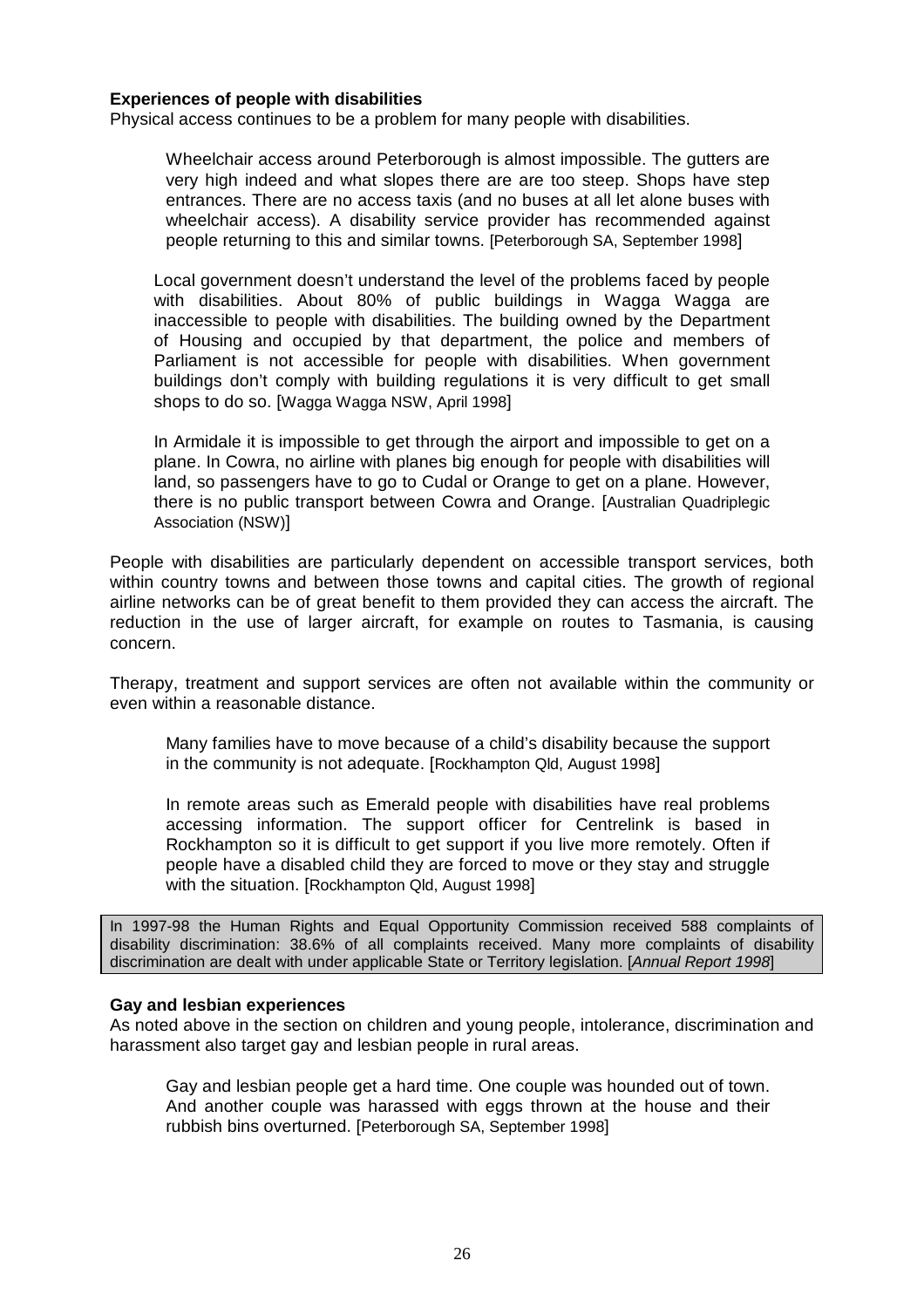**Experiences of people with disabilities**

Physical access continues to be a problem for many people with disabilities.

> Wheelchair access around Peterborough is almost impossible. The gutters are very high indeed and what slopes there are are too steep. Shops have step entrances. There are no access taxis (and no buses at all let alone buses with wheelchair access). A disability service provider has recommended against people returning to this and similar towns. [Peterborough SA, September 1998]

> Local government doesn't understand the level of the problems faced by people with disabilities. About 80% of public buildings in Wagga Wagga are inaccessible to people with disabilities. The building owned by the Department of Housing and occupied by that department, the police and members of Parliament is not accessible for people with disabilities. When government buildings don't comply with building regulations it is very difficult to get small shops to do so. [Wagga Wagga NSW, April 1998]

> In Armidale it is impossible to get through the airport and impossible to get on a plane. In Cowra, no airline with planes big enough for people with disabilities will land, so passengers have to go to Cudal or Orange to get on a plane. However, there is no public transport between Cowra and Orange. [Australian Quadriplegic Association (NSW)]

People with disabilities are particularly dependent on accessible transport services, both within country towns and between those towns and capital cities. The growth of regional airline networks can be of great benefit to them provided they can access the aircraft. The reduction in the use of larger aircraft, for example on routes to Tasmania, is causing concern.

Therapy, treatment and support services are often not available within the community or even within a reasonable distance.

> Many families have to move because of a child's disability because the support in the community is not adequate. [Rockhampton Qld, August 1998]

> In remote areas such as Emerald people with disabilities have real problems accessing information. The support officer for Centrelink is based in Rockhampton so it is difficult to get support if you live more remotely. Often if people have a disabled child they are forced to move or they stay and struggle with the situation. [Rockhampton Qld, August 1998]

In 1997-98 the Human Rights and Equal Opportunity Commission received 588 complaints of disability discrimination: 38.6% of all complaints received. Many more complaints of disability discrimination are dealt with under applicable State or Territory legislation. [*Annual Report 1998*]

**Gay and lesbian experiences**

As noted above in the section on children and young people, intolerance, discrimination and harassment also target gay and lesbian people in rural areas.

> Gay and lesbian people get a hard time. One couple was hounded out of town. And another couple was harassed with eggs thrown at the house and their rubbish bins overturned. [Peterborough SA, September 1998]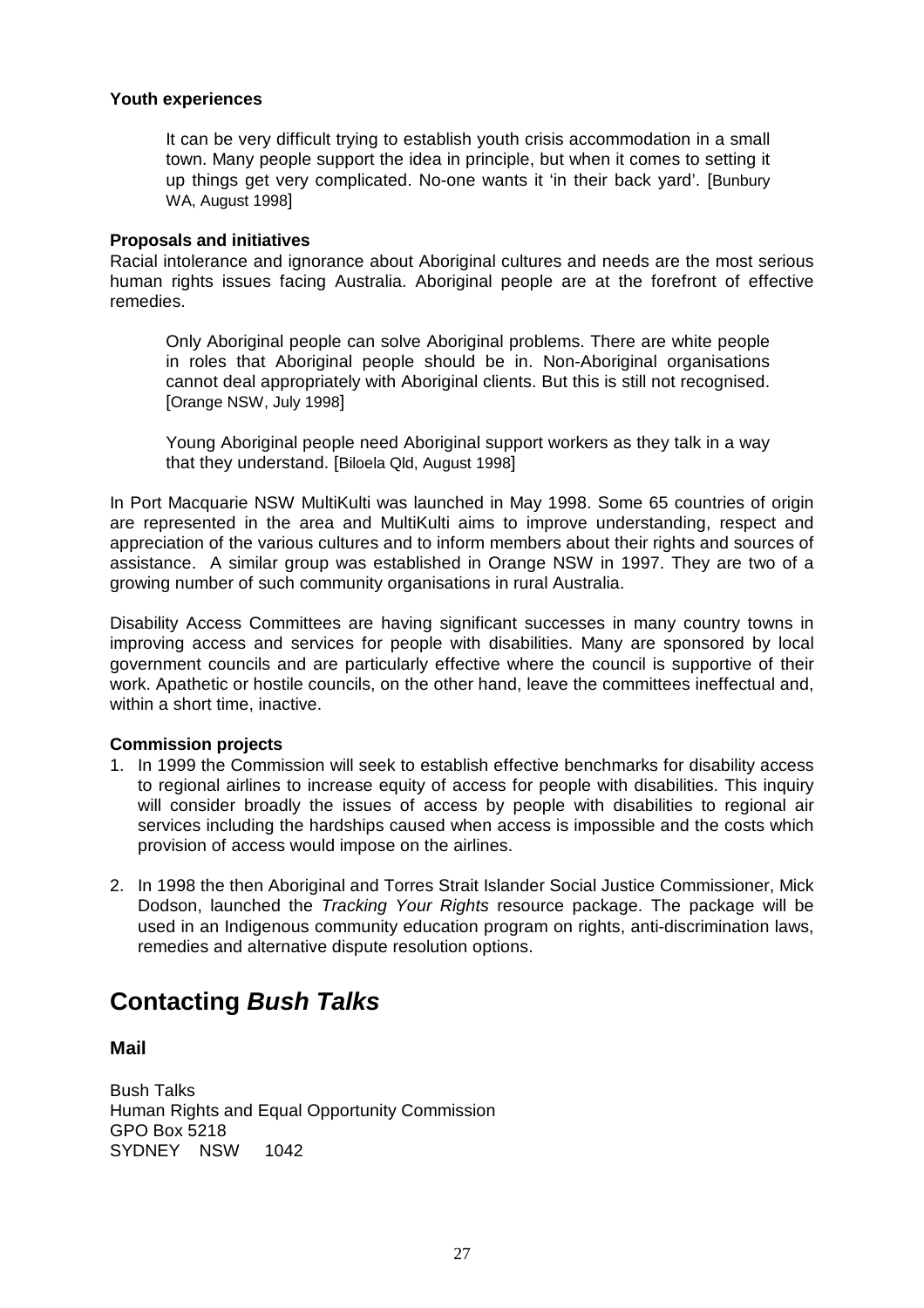**Youth experiences**

> It can be very difficult trying to establish youth crisis accommodation in a small town. Many people support the idea in principle, but when it comes to setting it up things get very complicated. No-one wants it 'in their back yard'. [Bunbury WA, August 1998]

**Proposals and initiatives**

Racial intolerance and ignorance about Aboriginal cultures and needs are the most serious human rights issues facing Australia. Aboriginal people are at the forefront of effective remedies.

> Only Aboriginal people can solve Aboriginal problems. There are white people in roles that Aboriginal people should be in. Non-Aboriginal organisations cannot deal appropriately with Aboriginal clients. But this is still not recognised. [Orange NSW, July 1998]

> Young Aboriginal people need Aboriginal support workers as they talk in a way that they understand. [Biloela Qld, August 1998]

In Port Macquarie NSW MultiKulti was launched in May 1998. Some 65 countries of origin are represented in the area and MultiKulti aims to improve understanding, respect and appreciation of the various cultures and to inform members about their rights and sources of assistance. A similar group was established in Orange NSW in 1997. They are two of a growing number of such community organisations in rural Australia.

Disability Access Committees are having significant successes in many country towns in improving access and services for people with disabilities. Many are sponsored by local government councils and are particularly effective where the council is supportive of their work. Apathetic or hostile councils, on the other hand, leave the committees ineffectual and, within a short time, inactive.

**Commission projects**

1. In 1999 the Commission will seek to establish effective benchmarks for disability access to regional airlines to increase equity of access for people with disabilities. This inquiry will consider broadly the issues of access by people with disabilities to regional air services including the hardships caused when access is impossible and the costs which provision of access would impose on the airlines.

2. In 1998 the then Aboriginal and Torres Strait Islander Social Justice Commissioner, Mick Dodson, launched the *Tracking Your Rights* resource package. The package will be used in an Indigenous community education program on rights, anti-discrimination laws, remedies and alternative dispute resolution options.

# Contacting *Bush Talks*

### Mail

Bush Talks
Human Rights and Equal Opportunity Commission
GPO Box 5218
SYDNEY NSW 1042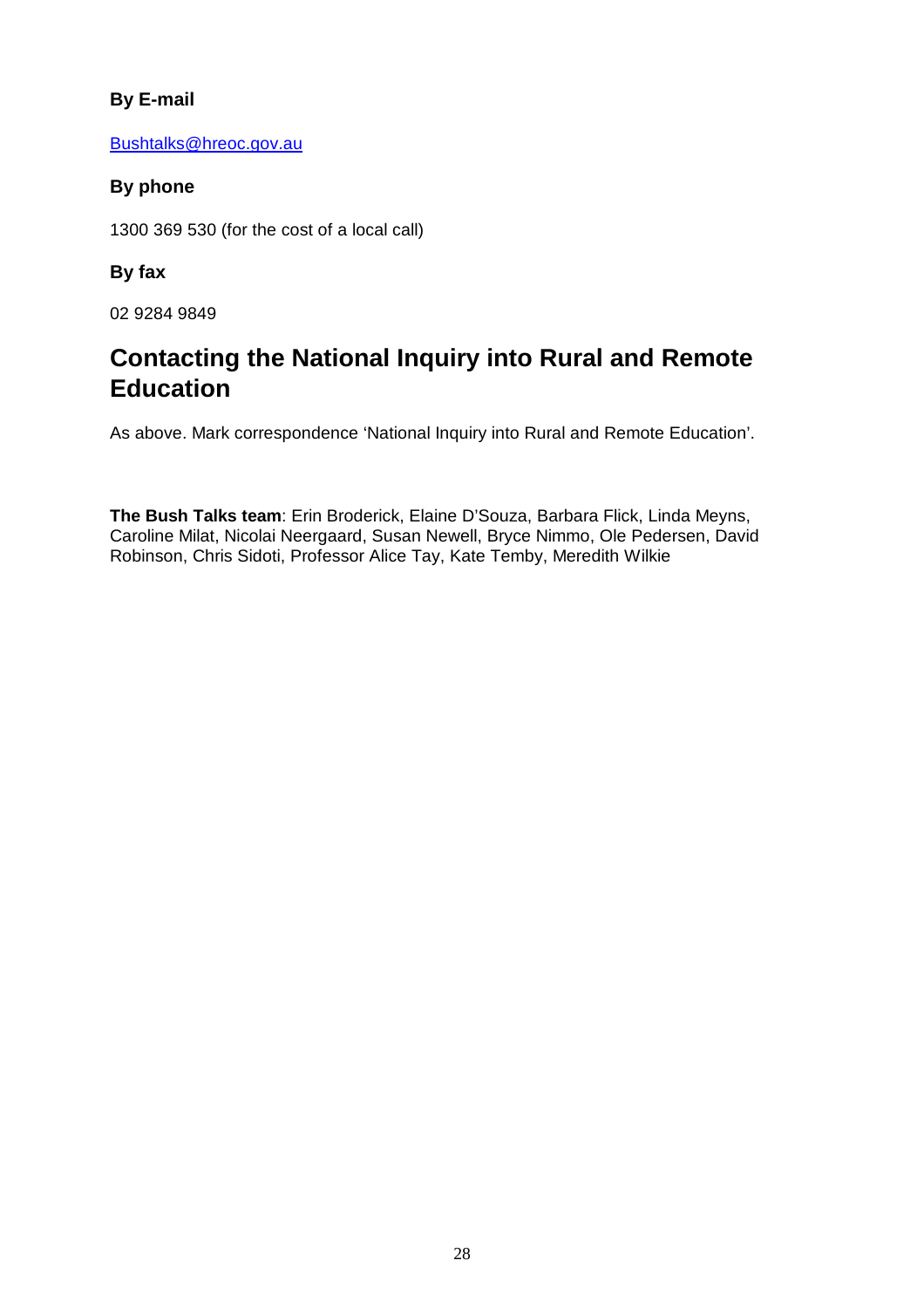**By E-mail**

Bushtalks@hreoc.gov.au

**By phone**

1300 369 530 (for the cost of a local call)

**By fax**

02 9284 9849

## Contacting the National Inquiry into Rural and Remote Education

As above. Mark correspondence 'National Inquiry into Rural and Remote Education'.

**The Bush Talks team**: Erin Broderick, Elaine D'Souza, Barbara Flick, Linda Meyns, Caroline Milat, Nicolai Neergaard, Susan Newell, Bryce Nimmo, Ole Pedersen, David Robinson, Chris Sidoti, Professor Alice Tay, Kate Temby, Meredith Wilkie